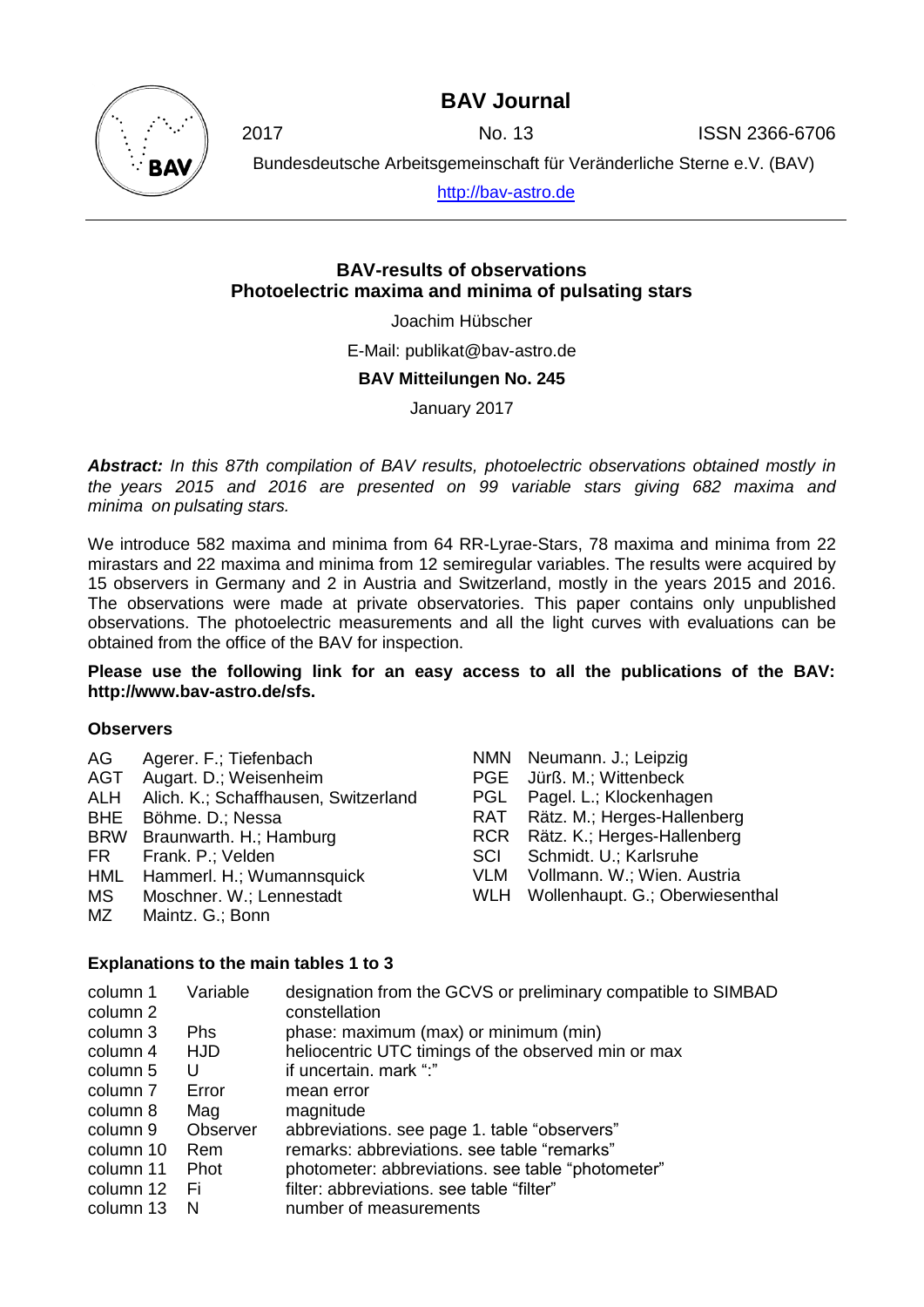# BAV Journal

2017 No. 13 ISSN 2366-6706

Bundesdeutsche Arbeitsgemeinschaft für Veränderliche Sterne e.V. (BAV)

http://bav-astro.de

---

## BAV-results of observations
## Photoelectric maxima and minima of pulsating stars

Joachim Hübscher

E-Mail: publikat@bav-astro.de

**BAV Mitteilungen No. 245**

January 2017

***Abstract:*** *In this 87th compilation of BAV results, photoelectric observations obtained mostly in the years 2015 and 2016 are presented on 99 variable stars giving 682 maxima and minima on pulsating stars.*

We introduce 582 maxima and minima from 64 RR-Lyrae-Stars, 78 maxima and minima from 22 mirastars and 22 maxima and minima from 12 semiregular variables. The results were acquired by 15 observers in Germany and 2 in Austria and Switzerland, mostly in the years 2015 and 2016. The observations were made at private observatories. This paper contains only unpublished observations. The photoelectric measurements and all the light curves with evaluations can be obtained from the office of the BAV for inspection.

**Please use the following link for an easy access to all the publications of the BAV: http://www.bav-astro.de/sfs.**

### Observers

| | |
|---|---|
| AG | Agerer. F.; Tiefenbach |
| AGT | Augart. D.; Weisenheim |
| ALH | Alich. K.; Schaffhausen, Switzerland |
| BHE | Böhme. D.; Nessa |
| BRW | Braunwarth. H.; Hamburg |
| FR | Frank. P.; Velden |
| HML | Hammerl. H.; Wumannsquick |
| MS | Moschner. W.; Lennestadt |
| MZ | Maintz. G.; Bonn |
| NMN | Neumann. J.; Leipzig |
| PGE | Jürß. M.; Wittenbeck |
| PGL | Pagel. L.; Klockenhagen |
| RAT | Rätz. M.; Herges-Hallenberg |
| RCR | Rätz. K.; Herges-Hallenberg |
| SCI | Schmidt. U.; Karlsruhe |
| VLM | Vollmann. W.; Wien. Austria |
| WLH | Wollenhaupt. G.; Oberwiesenthal |

### Explanations to the main tables 1 to 3

| | | |
|---|---|---|
| column 1 | Variable | designation from the GCVS or preliminary compatible to SIMBAD |
| column 2 | | constellation |
| column 3 | Phs | phase: maximum (max) or minimum (min) |
| column 4 | HJD | heliocentric UTC timings of the observed min or max |
| column 5 | U | if uncertain. mark ":" |
| column 7 | Error | mean error |
| column 8 | Mag | magnitude |
| column 9 | Observer | abbreviations. see page 1. table "observers" |
| column 10 | Rem | remarks: abbreviations. see table "remarks" |
| column 11 | Phot | photometer: abbreviations. see table "photometer" |
| column 12 | Fi | filter: abbreviations. see table "filter" |
| column 13 | N | number of measurements |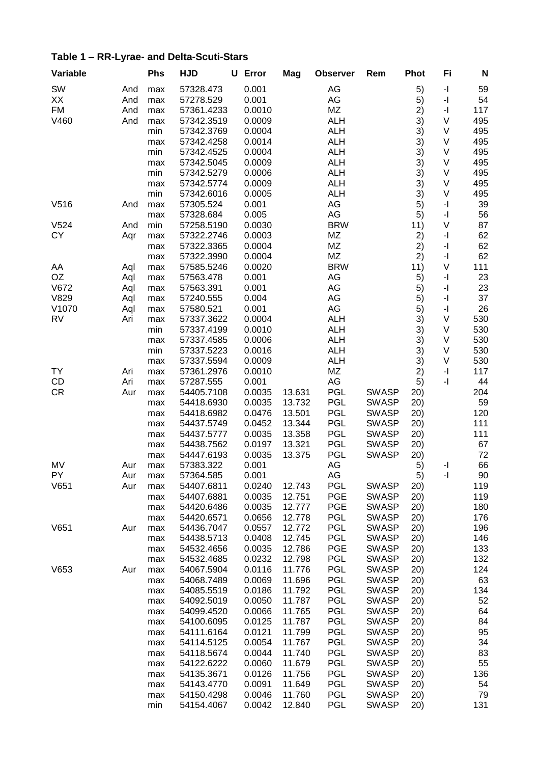## Table 1 – RR-Lyrae- and Delta-Scuti-Stars

| Variable | | Phs | HJD | U | Error | Mag | Observer | Rem | Phot | Fi | N |
|---|---|---|---|---|---|---|---|---|---|---|---|
| SW | And | max | 57328.473 | | 0.001 | | AG | | 5) | -I | 59 |
| XX | And | max | 57278.529 | | 0.001 | | AG | | 5) | -I | 54 |
| FM | And | max | 57361.4233 | | 0.0010 | | MZ | | 2) | -I | 117 |
| V460 | And | max | 57342.3519 | | 0.0009 | | ALH | | 3) | V | 495 |
| | | min | 57342.3769 | | 0.0004 | | ALH | | 3) | V | 495 |
| | | max | 57342.4258 | | 0.0014 | | ALH | | 3) | V | 495 |
| | | min | 57342.4525 | | 0.0004 | | ALH | | 3) | V | 495 |
| | | max | 57342.5045 | | 0.0009 | | ALH | | 3) | V | 495 |
| | | min | 57342.5279 | | 0.0006 | | ALH | | 3) | V | 495 |
| | | max | 57342.5774 | | 0.0009 | | ALH | | 3) | V | 495 |
| | | min | 57342.6016 | | 0.0005 | | ALH | | 3) | V | 495 |
| V516 | And | max | 57305.524 | | 0.001 | | AG | | 5) | -I | 39 |
| | | max | 57328.684 | | 0.005 | | AG | | 5) | -I | 56 |
| V524 | And | min | 57258.5190 | | 0.0030 | | BRW | | 11) | V | 87 |
| CY | Aqr | max | 57322.2746 | | 0.0003 | | MZ | | 2) | -I | 62 |
| | | max | 57322.3365 | | 0.0004 | | MZ | | 2) | -I | 62 |
| | | max | 57322.3990 | | 0.0004 | | MZ | | 2) | -I | 62 |
| AA | Aql | max | 57585.5246 | | 0.0020 | | BRW | | 11) | V | 111 |
| OZ | Aql | max | 57563.478 | | 0.001 | | AG | | 5) | -I | 23 |
| V672 | Aql | max | 57563.391 | | 0.001 | | AG | | 5) | -I | 23 |
| V829 | Aql | max | 57240.555 | | 0.004 | | AG | | 5) | -I | 37 |
| V1070 | Aql | max | 57580.521 | | 0.001 | | AG | | 5) | -I | 26 |
| RV | Ari | max | 57337.3622 | | 0.0004 | | ALH | | 3) | V | 530 |
| | | min | 57337.4199 | | 0.0010 | | ALH | | 3) | V | 530 |
| | | max | 57337.4585 | | 0.0006 | | ALH | | 3) | V | 530 |
| | | min | 57337.5223 | | 0.0016 | | ALH | | 3) | V | 530 |
| | | max | 57337.5594 | | 0.0009 | | ALH | | 3) | V | 530 |
| TY | Ari | max | 57361.2976 | | 0.0010 | | MZ | | 2) | -I | 117 |
| CD | Ari | max | 57287.555 | | 0.001 | | AG | | 5) | -I | 44 |
| CR | Aur | max | 54405.7108 | | 0.0035 | 13.631 | PGL | SWASP | 20) | | 204 |
| | | max | 54418.6930 | | 0.0035 | 13.732 | PGL | SWASP | 20) | | 59 |
| | | max | 54418.6982 | | 0.0476 | 13.501 | PGL | SWASP | 20) | | 120 |
| | | max | 54437.5749 | | 0.0452 | 13.344 | PGL | SWASP | 20) | | 111 |
| | | max | 54437.5777 | | 0.0035 | 13.358 | PGL | SWASP | 20) | | 111 |
| | | max | 54438.7562 | | 0.0197 | 13.321 | PGL | SWASP | 20) | | 67 |
| | | max | 54447.6193 | | 0.0035 | 13.375 | PGL | SWASP | 20) | | 72 |
| MV | Aur | max | 57383.322 | | 0.001 | | AG | | 5) | -I | 66 |
| PY | Aur | max | 57364.585 | | 0.001 | | AG | | 5) | -I | 90 |
| V651 | Aur | max | 54407.6811 | | 0.0240 | 12.743 | PGL | SWASP | 20) | | 119 |
| | | max | 54407.6881 | | 0.0035 | 12.751 | PGE | SWASP | 20) | | 119 |
| | | max | 54420.6486 | | 0.0035 | 12.777 | PGE | SWASP | 20) | | 180 |
| | | max | 54420.6571 | | 0.0656 | 12.778 | PGL | SWASP | 20) | | 176 |
| V651 | Aur | max | 54436.7047 | | 0.0557 | 12.772 | PGL | SWASP | 20) | | 196 |
| | | max | 54438.5713 | | 0.0408 | 12.745 | PGL | SWASP | 20) | | 146 |
| | | max | 54532.4656 | | 0.0035 | 12.786 | PGE | SWASP | 20) | | 133 |
| | | max | 54532.4685 | | 0.0232 | 12.798 | PGL | SWASP | 20) | | 132 |
| V653 | Aur | max | 54067.5904 | | 0.0116 | 11.776 | PGL | SWASP | 20) | | 124 |
| | | max | 54068.7489 | | 0.0069 | 11.696 | PGL | SWASP | 20) | | 63 |
| | | max | 54085.5519 | | 0.0186 | 11.792 | PGL | SWASP | 20) | | 134 |
| | | max | 54092.5019 | | 0.0050 | 11.787 | PGL | SWASP | 20) | | 52 |
| | | max | 54099.4520 | | 0.0066 | 11.765 | PGL | SWASP | 20) | | 64 |
| | | max | 54100.6095 | | 0.0125 | 11.787 | PGL | SWASP | 20) | | 84 |
| | | max | 54111.6164 | | 0.0121 | 11.799 | PGL | SWASP | 20) | | 95 |
| | | max | 54114.5125 | | 0.0054 | 11.767 | PGL | SWASP | 20) | | 34 |
| | | max | 54118.5674 | | 0.0044 | 11.740 | PGL | SWASP | 20) | | 83 |
| | | max | 54122.6222 | | 0.0060 | 11.679 | PGL | SWASP | 20) | | 55 |
| | | max | 54135.3671 | | 0.0126 | 11.756 | PGL | SWASP | 20) | | 136 |
| | | max | 54143.4770 | | 0.0091 | 11.649 | PGL | SWASP | 20) | | 54 |
| | | max | 54150.4298 | | 0.0046 | 11.760 | PGL | SWASP | 20) | | 79 |
| | | min | 54154.4067 | | 0.0042 | 12.840 | PGL | SWASP | 20) | | 131 |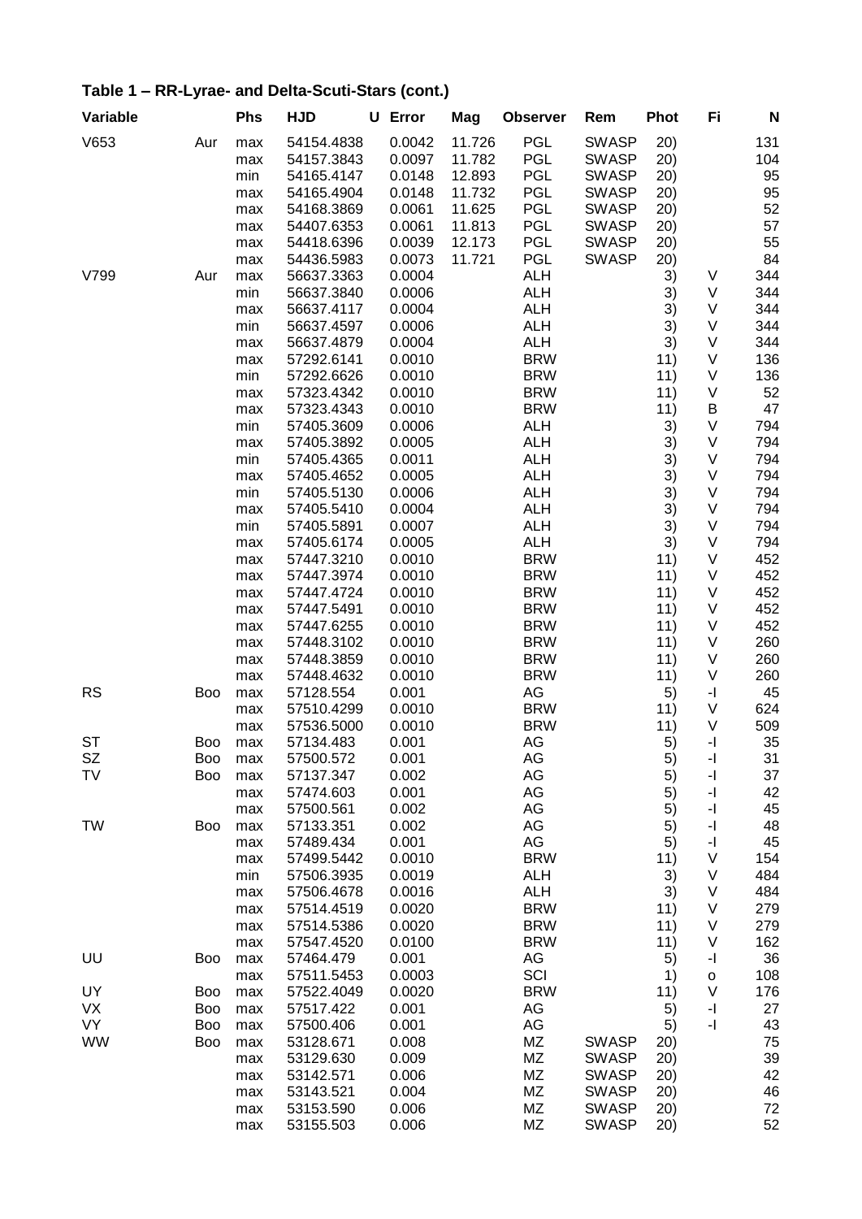## Table 1 – RR-Lyrae- and Delta-Scuti-Stars (cont.)

| Variable | | Phs | HJD | U | Error | Mag | Observer | Rem | Phot | Fi | N |
|---|---|---|---|---|---|---|---|---|---|---|---|
| V653 | Aur | max | 54154.4838 | | 0.0042 | 11.726 | PGL | SWASP | 20) | | 131 |
| | | max | 54157.3843 | | 0.0097 | 11.782 | PGL | SWASP | 20) | | 104 |
| | | min | 54165.4147 | | 0.0148 | 12.893 | PGL | SWASP | 20) | | 95 |
| | | max | 54165.4904 | | 0.0148 | 11.732 | PGL | SWASP | 20) | | 95 |
| | | max | 54168.3869 | | 0.0061 | 11.625 | PGL | SWASP | 20) | | 52 |
| | | max | 54407.6353 | | 0.0061 | 11.813 | PGL | SWASP | 20) | | 57 |
| | | max | 54418.6396 | | 0.0039 | 12.173 | PGL | SWASP | 20) | | 55 |
| | | max | 54436.5983 | | 0.0073 | 11.721 | PGL | SWASP | 20) | | 84 |
| V799 | Aur | max | 56637.3363 | | 0.0004 | | ALH | | 3) | V | 344 |
| | | min | 56637.3840 | | 0.0006 | | ALH | | 3) | V | 344 |
| | | max | 56637.4117 | | 0.0004 | | ALH | | 3) | V | 344 |
| | | min | 56637.4597 | | 0.0006 | | ALH | | 3) | V | 344 |
| | | max | 56637.4879 | | 0.0004 | | ALH | | 3) | V | 344 |
| | | max | 57292.6141 | | 0.0010 | | BRW | | 11) | V | 136 |
| | | min | 57292.6626 | | 0.0010 | | BRW | | 11) | V | 136 |
| | | max | 57323.4342 | | 0.0010 | | BRW | | 11) | V | 52 |
| | | max | 57323.4343 | | 0.0010 | | BRW | | 11) | B | 47 |
| | | min | 57405.3609 | | 0.0006 | | ALH | | 3) | V | 794 |
| | | max | 57405.3892 | | 0.0005 | | ALH | | 3) | V | 794 |
| | | min | 57405.4365 | | 0.0011 | | ALH | | 3) | V | 794 |
| | | max | 57405.4652 | | 0.0005 | | ALH | | 3) | V | 794 |
| | | min | 57405.5130 | | 0.0006 | | ALH | | 3) | V | 794 |
| | | max | 57405.5410 | | 0.0004 | | ALH | | 3) | V | 794 |
| | | min | 57405.5891 | | 0.0007 | | ALH | | 3) | V | 794 |
| | | max | 57405.6174 | | 0.0005 | | ALH | | 3) | V | 794 |
| | | max | 57447.3210 | | 0.0010 | | BRW | | 11) | V | 452 |
| | | max | 57447.3974 | | 0.0010 | | BRW | | 11) | V | 452 |
| | | max | 57447.4724 | | 0.0010 | | BRW | | 11) | V | 452 |
| | | max | 57447.5491 | | 0.0010 | | BRW | | 11) | V | 452 |
| | | max | 57447.6255 | | 0.0010 | | BRW | | 11) | V | 452 |
| | | max | 57448.3102 | | 0.0010 | | BRW | | 11) | V | 260 |
| | | max | 57448.3859 | | 0.0010 | | BRW | | 11) | V | 260 |
| | | max | 57448.4632 | | 0.0010 | | BRW | | 11) | V | 260 |
| RS | Boo | max | 57128.554 | | 0.001 | | AG | | 5) | -I | 45 |
| | | max | 57510.4299 | | 0.0010 | | BRW | | 11) | V | 624 |
| | | max | 57536.5000 | | 0.0010 | | BRW | | 11) | V | 509 |
| ST | Boo | max | 57134.483 | | 0.001 | | AG | | 5) | -I | 35 |
| SZ | Boo | max | 57500.572 | | 0.001 | | AG | | 5) | -I | 31 |
| TV | Boo | max | 57137.347 | | 0.002 | | AG | | 5) | -I | 37 |
| | | max | 57474.603 | | 0.001 | | AG | | 5) | -I | 42 |
| | | max | 57500.561 | | 0.002 | | AG | | 5) | -I | 45 |
| TW | Boo | max | 57133.351 | | 0.002 | | AG | | 5) | -I | 48 |
| | | max | 57489.434 | | 0.001 | | AG | | 5) | -I | 45 |
| | | max | 57499.5442 | | 0.0010 | | BRW | | 11) | V | 154 |
| | | min | 57506.3935 | | 0.0019 | | ALH | | 3) | V | 484 |
| | | max | 57506.4678 | | 0.0016 | | ALH | | 3) | V | 484 |
| | | max | 57514.4519 | | 0.0020 | | BRW | | 11) | V | 279 |
| | | max | 57514.5386 | | 0.0020 | | BRW | | 11) | V | 279 |
| | | max | 57547.4520 | | 0.0100 | | BRW | | 11) | V | 162 |
| UU | Boo | max | 57464.479 | | 0.001 | | AG | | 5) | -I | 36 |
| | | max | 57511.5453 | | 0.0003 | | SCI | | 1) | o | 108 |
| UY | Boo | max | 57522.4049 | | 0.0020 | | BRW | | 11) | V | 176 |
| VX | Boo | max | 57517.422 | | 0.001 | | AG | | 5) | -I | 27 |
| VY | Boo | max | 57500.406 | | 0.001 | | AG | | 5) | -I | 43 |
| WW | Boo | max | 53128.671 | | 0.008 | | MZ | SWASP | 20) | | 75 |
| | | max | 53129.630 | | 0.009 | | MZ | SWASP | 20) | | 39 |
| | | max | 53142.571 | | 0.006 | | MZ | SWASP | 20) | | 42 |
| | | max | 53143.521 | | 0.004 | | MZ | SWASP | 20) | | 46 |
| | | max | 53153.590 | | 0.006 | | MZ | SWASP | 20) | | 72 |
| | | max | 53155.503 | | 0.006 | | MZ | SWASP | 20) | | 52 |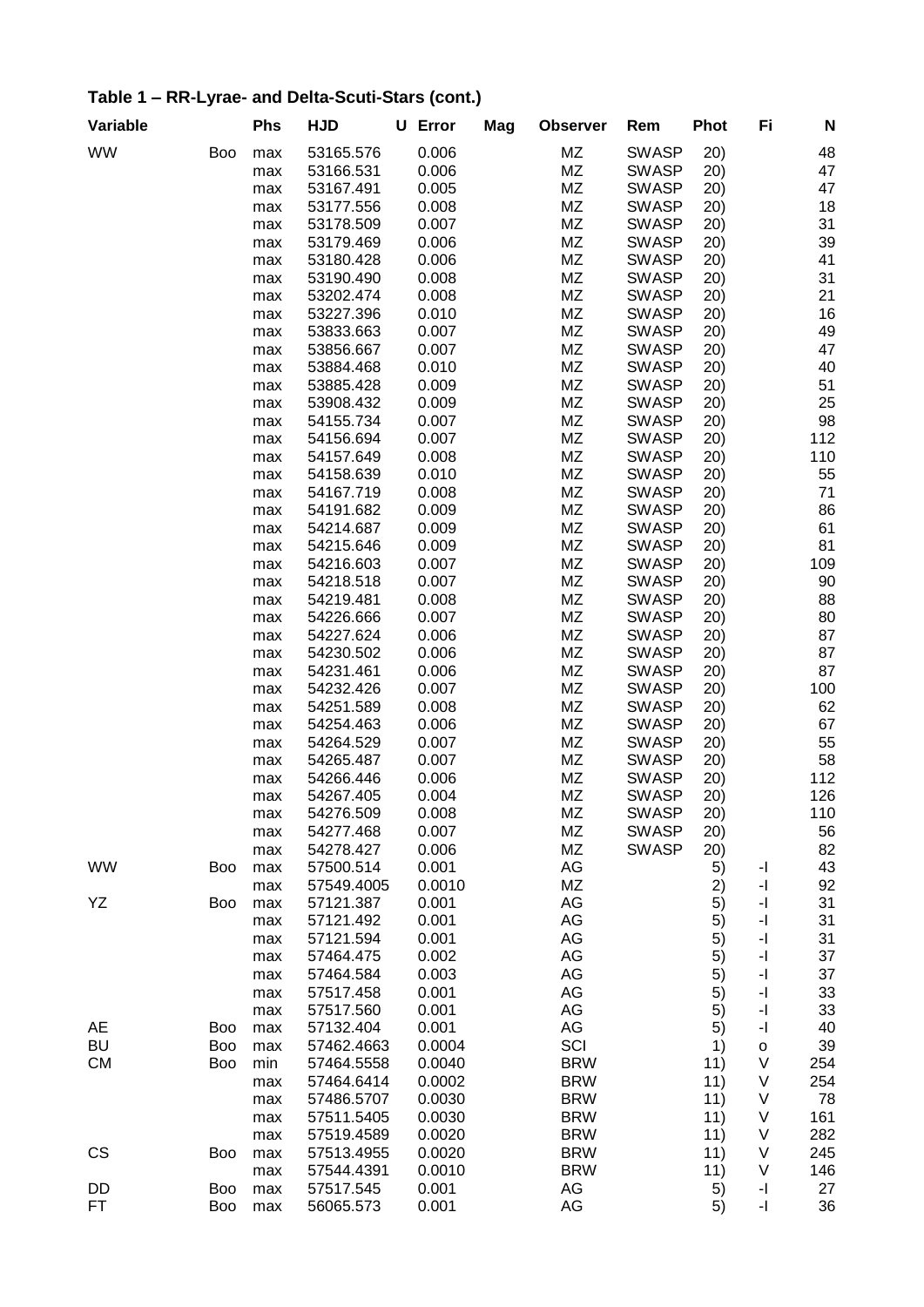## Table 1 – RR-Lyrae- and Delta-Scuti-Stars (cont.)

| Variable | | Phs | HJD | U | Error | Mag | Observer | Rem | Phot | Fi | N |
|---|---|---|---|---|---|---|---|---|---|---|---|
| WW | Boo | max | 53165.576 | | 0.006 | | MZ | SWASP | 20) | | 48 |
| | | max | 53166.531 | | 0.006 | | MZ | SWASP | 20) | | 47 |
| | | max | 53167.491 | | 0.005 | | MZ | SWASP | 20) | | 47 |
| | | max | 53177.556 | | 0.008 | | MZ | SWASP | 20) | | 18 |
| | | max | 53178.509 | | 0.007 | | MZ | SWASP | 20) | | 31 |
| | | max | 53179.469 | | 0.006 | | MZ | SWASP | 20) | | 39 |
| | | max | 53180.428 | | 0.006 | | MZ | SWASP | 20) | | 41 |
| | | max | 53190.490 | | 0.008 | | MZ | SWASP | 20) | | 31 |
| | | max | 53202.474 | | 0.008 | | MZ | SWASP | 20) | | 21 |
| | | max | 53227.396 | | 0.010 | | MZ | SWASP | 20) | | 16 |
| | | max | 53833.663 | | 0.007 | | MZ | SWASP | 20) | | 49 |
| | | max | 53856.667 | | 0.007 | | MZ | SWASP | 20) | | 47 |
| | | max | 53884.468 | | 0.010 | | MZ | SWASP | 20) | | 40 |
| | | max | 53885.428 | | 0.009 | | MZ | SWASP | 20) | | 51 |
| | | max | 53908.432 | | 0.009 | | MZ | SWASP | 20) | | 25 |
| | | max | 54155.734 | | 0.007 | | MZ | SWASP | 20) | | 98 |
| | | max | 54156.694 | | 0.007 | | MZ | SWASP | 20) | | 112 |
| | | max | 54157.649 | | 0.008 | | MZ | SWASP | 20) | | 110 |
| | | max | 54158.639 | | 0.010 | | MZ | SWASP | 20) | | 55 |
| | | max | 54167.719 | | 0.008 | | MZ | SWASP | 20) | | 71 |
| | | max | 54191.682 | | 0.009 | | MZ | SWASP | 20) | | 86 |
| | | max | 54214.687 | | 0.009 | | MZ | SWASP | 20) | | 61 |
| | | max | 54215.646 | | 0.009 | | MZ | SWASP | 20) | | 81 |
| | | max | 54216.603 | | 0.007 | | MZ | SWASP | 20) | | 109 |
| | | max | 54218.518 | | 0.007 | | MZ | SWASP | 20) | | 90 |
| | | max | 54219.481 | | 0.008 | | MZ | SWASP | 20) | | 88 |
| | | max | 54226.666 | | 0.007 | | MZ | SWASP | 20) | | 80 |
| | | max | 54227.624 | | 0.006 | | MZ | SWASP | 20) | | 87 |
| | | max | 54230.502 | | 0.006 | | MZ | SWASP | 20) | | 87 |
| | | max | 54231.461 | | 0.006 | | MZ | SWASP | 20) | | 87 |
| | | max | 54232.426 | | 0.007 | | MZ | SWASP | 20) | | 100 |
| | | max | 54251.589 | | 0.008 | | MZ | SWASP | 20) | | 62 |
| | | max | 54254.463 | | 0.006 | | MZ | SWASP | 20) | | 67 |
| | | max | 54264.529 | | 0.007 | | MZ | SWASP | 20) | | 55 |
| | | max | 54265.487 | | 0.007 | | MZ | SWASP | 20) | | 58 |
| | | max | 54266.446 | | 0.006 | | MZ | SWASP | 20) | | 112 |
| | | max | 54267.405 | | 0.004 | | MZ | SWASP | 20) | | 126 |
| | | max | 54276.509 | | 0.008 | | MZ | SWASP | 20) | | 110 |
| | | max | 54277.468 | | 0.007 | | MZ | SWASP | 20) | | 56 |
| | | max | 54278.427 | | 0.006 | | MZ | SWASP | 20) | | 82 |
| WW | Boo | max | 57500.514 | | 0.001 | | AG | | 5) | -I | 43 |
| | | max | 57549.4005 | | 0.0010 | | MZ | | 2) | -I | 92 |
| YZ | Boo | max | 57121.387 | | 0.001 | | AG | | 5) | -I | 31 |
| | | max | 57121.492 | | 0.001 | | AG | | 5) | -I | 31 |
| | | max | 57121.594 | | 0.001 | | AG | | 5) | -I | 31 |
| | | max | 57464.475 | | 0.002 | | AG | | 5) | -I | 37 |
| | | max | 57464.584 | | 0.003 | | AG | | 5) | -I | 37 |
| | | max | 57517.458 | | 0.001 | | AG | | 5) | -I | 33 |
| | | max | 57517.560 | | 0.001 | | AG | | 5) | -I | 33 |
| AE | Boo | max | 57132.404 | | 0.001 | | AG | | 5) | -I | 40 |
| BU | Boo | max | 57462.4663 | | 0.0004 | | SCI | | 1) | o | 39 |
| CM | Boo | min | 57464.5558 | | 0.0040 | | BRW | | 11) | V | 254 |
| | | max | 57464.6414 | | 0.0002 | | BRW | | 11) | V | 254 |
| | | max | 57486.5707 | | 0.0030 | | BRW | | 11) | V | 78 |
| | | max | 57511.5405 | | 0.0030 | | BRW | | 11) | V | 161 |
| | | max | 57519.4589 | | 0.0020 | | BRW | | 11) | V | 282 |
| CS | Boo | max | 57513.4955 | | 0.0020 | | BRW | | 11) | V | 245 |
| | | max | 57544.4391 | | 0.0010 | | BRW | | 11) | V | 146 |
| DD | Boo | max | 57517.545 | | 0.001 | | AG | | 5) | -I | 27 |
| FT | Boo | max | 56065.573 | | 0.001 | | AG | | 5) | -I | 36 |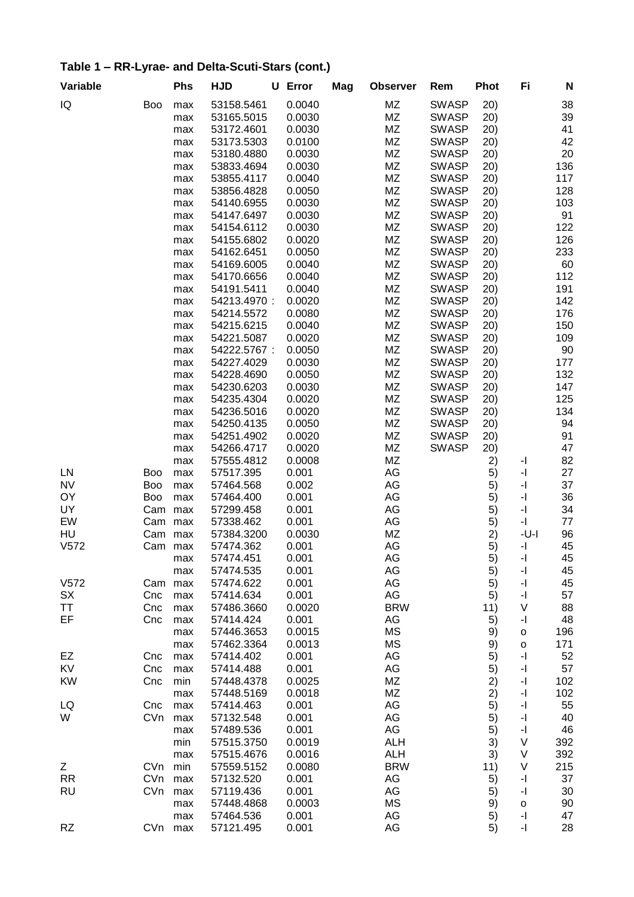## Table 1 – RR-Lyrae- and Delta-Scuti-Stars (cont.)

| Variable | | Phs | HJD | U | Error | Mag | Observer | Rem | Phot | Fi | N |
|---|---|---|---|---|---|---|---|---|---|---|---|
| IQ | Boo | max | 53158.5461 | | 0.0040 | | MZ | SWASP | 20) | | 38 |
| | | max | 53165.5015 | | 0.0030 | | MZ | SWASP | 20) | | 39 |
| | | max | 53172.4601 | | 0.0030 | | MZ | SWASP | 20) | | 41 |
| | | max | 53173.5303 | | 0.0100 | | MZ | SWASP | 20) | | 42 |
| | | max | 53180.4880 | | 0.0030 | | MZ | SWASP | 20) | | 20 |
| | | max | 53833.4694 | | 0.0030 | | MZ | SWASP | 20) | | 136 |
| | | max | 53855.4117 | | 0.0040 | | MZ | SWASP | 20) | | 117 |
| | | max | 53856.4828 | | 0.0050 | | MZ | SWASP | 20) | | 128 |
| | | max | 54140.6955 | | 0.0030 | | MZ | SWASP | 20) | | 103 |
| | | max | 54147.6497 | | 0.0030 | | MZ | SWASP | 20) | | 91 |
| | | max | 54154.6112 | | 0.0030 | | MZ | SWASP | 20) | | 122 |
| | | max | 54155.6802 | | 0.0020 | | MZ | SWASP | 20) | | 126 |
| | | max | 54162.6451 | | 0.0050 | | MZ | SWASP | 20) | | 233 |
| | | max | 54169.6005 | | 0.0040 | | MZ | SWASP | 20) | | 60 |
| | | max | 54170.6656 | | 0.0040 | | MZ | SWASP | 20) | | 112 |
| | | max | 54191.5411 | | 0.0040 | | MZ | SWASP | 20) | | 191 |
| | | max | 54213.4970 | : | 0.0020 | | MZ | SWASP | 20) | | 142 |
| | | max | 54214.5572 | | 0.0080 | | MZ | SWASP | 20) | | 176 |
| | | max | 54215.6215 | | 0.0040 | | MZ | SWASP | 20) | | 150 |
| | | max | 54221.5087 | | 0.0020 | | MZ | SWASP | 20) | | 109 |
| | | max | 54222.5767 | : | 0.0050 | | MZ | SWASP | 20) | | 90 |
| | | max | 54227.4029 | | 0.0030 | | MZ | SWASP | 20) | | 177 |
| | | max | 54228.4690 | | 0.0050 | | MZ | SWASP | 20) | | 132 |
| | | max | 54230.6203 | | 0.0030 | | MZ | SWASP | 20) | | 147 |
| | | max | 54235.4304 | | 0.0020 | | MZ | SWASP | 20) | | 125 |
| | | max | 54236.5016 | | 0.0020 | | MZ | SWASP | 20) | | 134 |
| | | max | 54250.4135 | | 0.0050 | | MZ | SWASP | 20) | | 94 |
| | | max | 54251.4902 | | 0.0020 | | MZ | SWASP | 20) | | 91 |
| | | max | 54266.4717 | | 0.0020 | | MZ | SWASP | 20) | | 47 |
| | | max | 57555.4812 | | 0.0008 | | MZ | | 2) | -I | 82 |
| LN | Boo | max | 57517.395 | | 0.001 | | AG | | 5) | -I | 27 |
| NV | Boo | max | 57464.568 | | 0.002 | | AG | | 5) | -I | 37 |
| OY | Boo | max | 57464.400 | | 0.001 | | AG | | 5) | -I | 36 |
| UY | Cam | max | 57299.458 | | 0.001 | | AG | | 5) | -I | 34 |
| EW | Cam | max | 57338.462 | | 0.001 | | AG | | 5) | -I | 77 |
| HU | Cam | max | 57384.3200 | | 0.0030 | | MZ | | 2) | -U-I | 96 |
| V572 | Cam | max | 57474.362 | | 0.001 | | AG | | 5) | -I | 45 |
| | | max | 57474.451 | | 0.001 | | AG | | 5) | -I | 45 |
| | | max | 57474.535 | | 0.001 | | AG | | 5) | -I | 45 |
| V572 | Cam | max | 57474.622 | | 0.001 | | AG | | 5) | -I | 45 |
| SX | Cnc | max | 57414.634 | | 0.001 | | AG | | 5) | -I | 57 |
| TT | Cnc | max | 57486.3660 | | 0.0020 | | BRW | | 11) | V | 88 |
| EF | Cnc | max | 57414.424 | | 0.001 | | AG | | 5) | -I | 48 |
| | | max | 57446.3653 | | 0.0015 | | MS | | 9) | o | 196 |
| | | max | 57462.3364 | | 0.0013 | | MS | | 9) | o | 171 |
| EZ | Cnc | max | 57414.402 | | 0.001 | | AG | | 5) | -I | 52 |
| KV | Cnc | max | 57414.488 | | 0.001 | | AG | | 5) | -I | 57 |
| KW | Cnc | min | 57448.4378 | | 0.0025 | | MZ | | 2) | -I | 102 |
| | | max | 57448.5169 | | 0.0018 | | MZ | | 2) | -I | 102 |
| LQ | Cnc | max | 57414.463 | | 0.001 | | AG | | 5) | -I | 55 |
| W | CVn | max | 57132.548 | | 0.001 | | AG | | 5) | -I | 40 |
| | | max | 57489.536 | | 0.001 | | AG | | 5) | -I | 46 |
| | | min | 57515.3750 | | 0.0019 | | ALH | | 3) | V | 392 |
| | | max | 57515.4676 | | 0.0016 | | ALH | | 3) | V | 392 |
| Z | CVn | min | 57559.5152 | | 0.0080 | | BRW | | 11) | V | 215 |
| RR | CVn | max | 57132.520 | | 0.001 | | AG | | 5) | -I | 37 |
| RU | CVn | max | 57119.436 | | 0.001 | | AG | | 5) | -I | 30 |
| | | max | 57448.4868 | | 0.0003 | | MS | | 9) | o | 90 |
| | | max | 57464.536 | | 0.001 | | AG | | 5) | -I | 47 |
| RZ | CVn | max | 57121.495 | | 0.001 | | AG | | 5) | -I | 28 |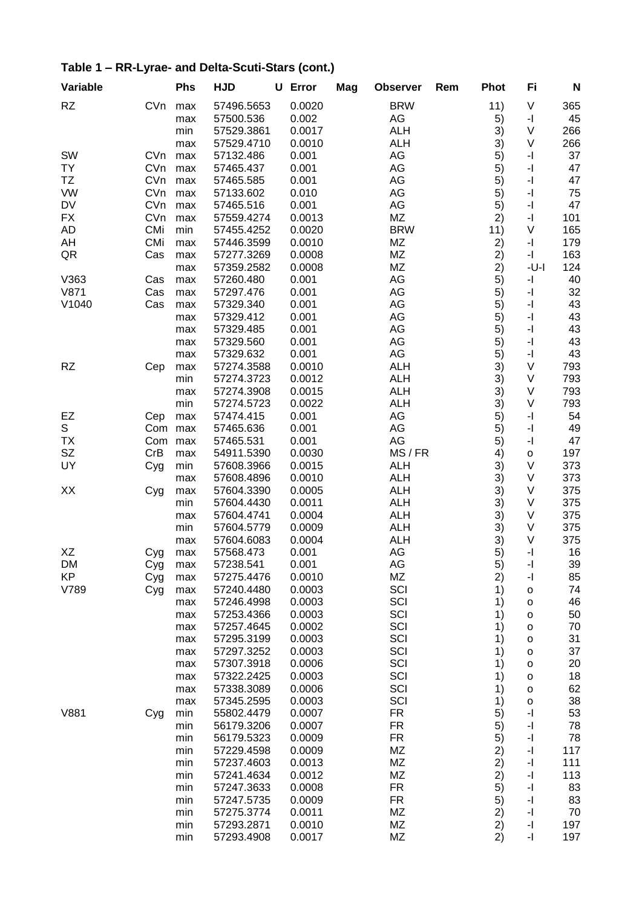## Table 1 – RR-Lyrae- and Delta-Scuti-Stars (cont.)

| Variable | | Phs | HJD | U | Error | Mag | Observer | Rem | Phot | Fi | N |
|---|---|---|---|---|---|---|---|---|---|---|---|
| RZ | CVn | max | 57496.5653 | | 0.0020 | | BRW | | 11) | V | 365 |
| | | max | 57500.536 | | 0.002 | | AG | | 5) | -I | 45 |
| | | min | 57529.3861 | | 0.0017 | | ALH | | 3) | V | 266 |
| | | max | 57529.4710 | | 0.0010 | | ALH | | 3) | V | 266 |
| SW | CVn | max | 57132.486 | | 0.001 | | AG | | 5) | -I | 37 |
| TY | CVn | max | 57465.437 | | 0.001 | | AG | | 5) | -I | 47 |
| TZ | CVn | max | 57465.585 | | 0.001 | | AG | | 5) | -I | 47 |
| VW | CVn | max | 57133.602 | | 0.010 | | AG | | 5) | -I | 75 |
| DV | CVn | max | 57465.516 | | 0.001 | | AG | | 5) | -I | 47 |
| FX | CVn | max | 57559.4274 | | 0.0013 | | MZ | | 2) | -I | 101 |
| AD | CMi | min | 57455.4252 | | 0.0020 | | BRW | | 11) | V | 165 |
| AH | CMi | max | 57446.3599 | | 0.0010 | | MZ | | 2) | -I | 179 |
| QR | Cas | max | 57277.3269 | | 0.0008 | | MZ | | 2) | -I | 163 |
| | | max | 57359.2582 | | 0.0008 | | MZ | | 2) | -U-I | 124 |
| V363 | Cas | max | 57260.480 | | 0.001 | | AG | | 5) | -I | 40 |
| V871 | Cas | max | 57297.476 | | 0.001 | | AG | | 5) | -I | 32 |
| V1040 | Cas | max | 57329.340 | | 0.001 | | AG | | 5) | -I | 43 |
| | | max | 57329.412 | | 0.001 | | AG | | 5) | -I | 43 |
| | | max | 57329.485 | | 0.001 | | AG | | 5) | -I | 43 |
| | | max | 57329.560 | | 0.001 | | AG | | 5) | -I | 43 |
| | | max | 57329.632 | | 0.001 | | AG | | 5) | -I | 43 |
| RZ | Cep | max | 57274.3588 | | 0.0010 | | ALH | | 3) | V | 793 |
| | | min | 57274.3723 | | 0.0012 | | ALH | | 3) | V | 793 |
| | | max | 57274.3908 | | 0.0015 | | ALH | | 3) | V | 793 |
| | | min | 57274.5723 | | 0.0022 | | ALH | | 3) | V | 793 |
| EZ | Cep | max | 57474.415 | | 0.001 | | AG | | 5) | -I | 54 |
| S | Com | max | 57465.636 | | 0.001 | | AG | | 5) | -I | 49 |
| TX | Com | max | 57465.531 | | 0.001 | | AG | | 5) | -I | 47 |
| SZ | CrB | max | 54911.5390 | | 0.0030 | | MS / FR | | 4) | o | 197 |
| UY | Cyg | min | 57608.3966 | | 0.0015 | | ALH | | 3) | V | 373 |
| | | max | 57608.4896 | | 0.0010 | | ALH | | 3) | V | 373 |
| XX | Cyg | max | 57604.3390 | | 0.0005 | | ALH | | 3) | V | 375 |
| | | min | 57604.4430 | | 0.0011 | | ALH | | 3) | V | 375 |
| | | max | 57604.4741 | | 0.0004 | | ALH | | 3) | V | 375 |
| | | min | 57604.5779 | | 0.0009 | | ALH | | 3) | V | 375 |
| | | max | 57604.6083 | | 0.0004 | | ALH | | 3) | V | 375 |
| XZ | Cyg | max | 57568.473 | | 0.001 | | AG | | 5) | -I | 16 |
| DM | Cyg | max | 57238.541 | | 0.001 | | AG | | 5) | -I | 39 |
| KP | Cyg | max | 57275.4476 | | 0.0010 | | MZ | | 2) | -I | 85 |
| V789 | Cyg | max | 57240.4480 | | 0.0003 | | SCI | | 1) | o | 74 |
| | | max | 57246.4998 | | 0.0003 | | SCI | | 1) | o | 46 |
| | | max | 57253.4366 | | 0.0003 | | SCI | | 1) | o | 50 |
| | | max | 57257.4645 | | 0.0002 | | SCI | | 1) | o | 70 |
| | | max | 57295.3199 | | 0.0003 | | SCI | | 1) | o | 31 |
| | | max | 57297.3252 | | 0.0003 | | SCI | | 1) | o | 37 |
| | | max | 57307.3918 | | 0.0006 | | SCI | | 1) | o | 20 |
| | | max | 57322.2425 | | 0.0003 | | SCI | | 1) | o | 18 |
| | | max | 57338.3089 | | 0.0006 | | SCI | | 1) | o | 62 |
| | | max | 57345.2595 | | 0.0003 | | SCI | | 1) | o | 38 |
| V881 | Cyg | min | 55802.4479 | | 0.0007 | | FR | | 5) | -I | 53 |
| | | min | 56179.3206 | | 0.0007 | | FR | | 5) | -I | 78 |
| | | min | 56179.5323 | | 0.0009 | | FR | | 5) | -I | 78 |
| | | min | 57229.4598 | | 0.0009 | | MZ | | 2) | -I | 117 |
| | | min | 57237.4603 | | 0.0013 | | MZ | | 2) | -I | 111 |
| | | min | 57241.4634 | | 0.0012 | | MZ | | 2) | -I | 113 |
| | | min | 57247.3633 | | 0.0008 | | FR | | 5) | -I | 83 |
| | | min | 57247.5735 | | 0.0009 | | FR | | 5) | -I | 83 |
| | | min | 57275.3774 | | 0.0011 | | MZ | | 2) | -I | 70 |
| | | min | 57293.2871 | | 0.0010 | | MZ | | 2) | -I | 197 |
| | | min | 57293.4908 | | 0.0017 | | MZ | | 2) | -I | 197 |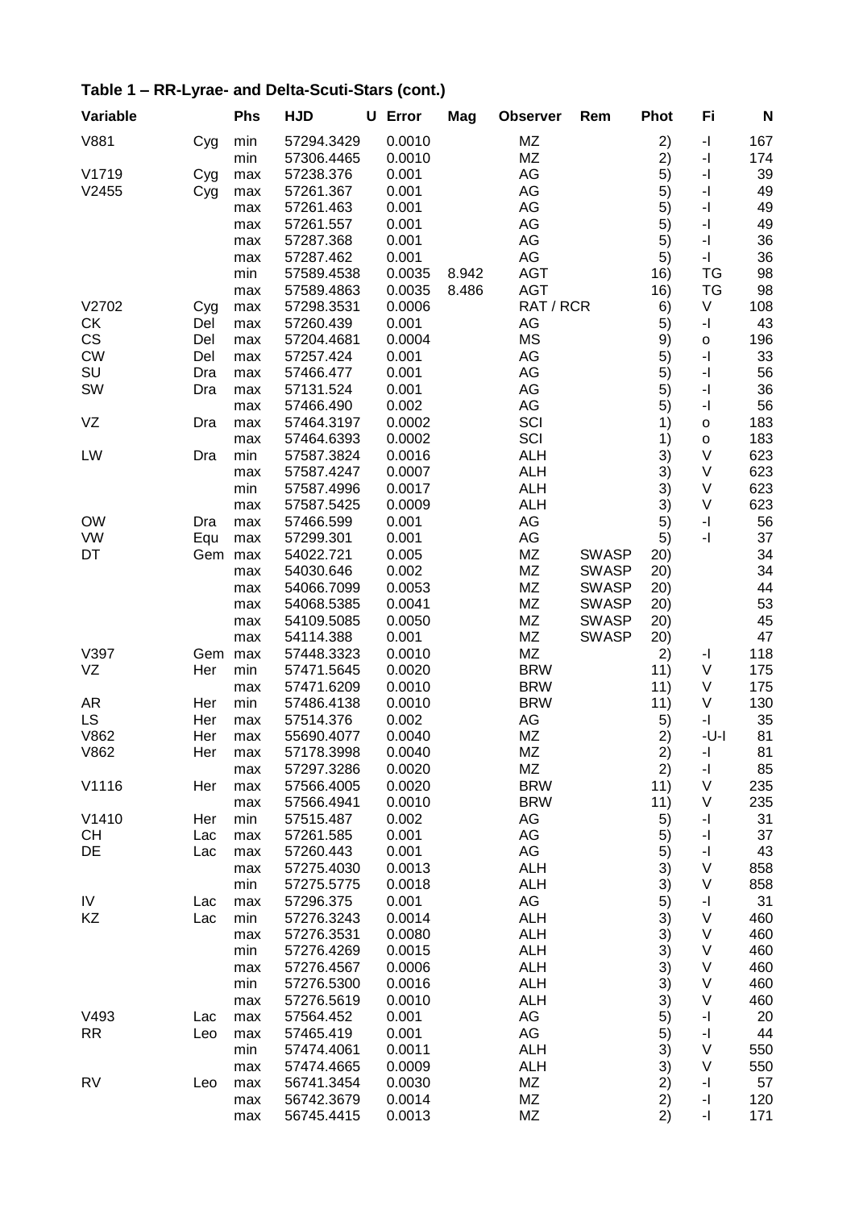### Table 1 – RR-Lyrae- and Delta-Scuti-Stars (cont.)

| Variable | | Phs | HJD | U | Error | Mag | Observer | Rem | Phot | Fi | N |
|---|---|---|---|---|---|---|---|---|---|---|---|
| V881 | Cyg | min | 57294.3429 | | 0.0010 | | MZ | | 2) | -I | 167 |
| | | min | 57306.4465 | | 0.0010 | | MZ | | 2) | -I | 174 |
| V1719 | Cyg | max | 57238.376 | | 0.001 | | AG | | 5) | -I | 39 |
| V2455 | Cyg | max | 57261.367 | | 0.001 | | AG | | 5) | -I | 49 |
| | | max | 57261.463 | | 0.001 | | AG | | 5) | -I | 49 |
| | | max | 57261.557 | | 0.001 | | AG | | 5) | -I | 49 |
| | | max | 57287.368 | | 0.001 | | AG | | 5) | -I | 36 |
| | | max | 57287.462 | | 0.001 | | AG | | 5) | -I | 36 |
| | | min | 57589.4538 | | 0.0035 | 8.942 | AGT | | 16) | TG | 98 |
| | | max | 57589.4863 | | 0.0035 | 8.486 | AGT | | 16) | TG | 98 |
| V2702 | Cyg | max | 57298.3531 | | 0.0006 | | RAT / RCR | | 6) | V | 108 |
| CK | Del | max | 57260.439 | | 0.001 | | AG | | 5) | -I | 43 |
| CS | Del | max | 57204.4681 | | 0.0004 | | MS | | 9) | o | 196 |
| CW | Del | max | 57257.424 | | 0.001 | | AG | | 5) | -I | 33 |
| SU | Dra | max | 57466.477 | | 0.001 | | AG | | 5) | -I | 56 |
| SW | Dra | max | 57131.524 | | 0.001 | | AG | | 5) | -I | 36 |
| | | max | 57466.490 | | 0.002 | | AG | | 5) | -I | 56 |
| VZ | Dra | max | 57464.3197 | | 0.0002 | | SCI | | 1) | o | 183 |
| | | max | 57464.6393 | | 0.0002 | | SCI | | 1) | o | 183 |
| LW | Dra | min | 57587.3824 | | 0.0016 | | ALH | | 3) | V | 623 |
| | | max | 57587.4247 | | 0.0007 | | ALH | | 3) | V | 623 |
| | | min | 57587.4996 | | 0.0017 | | ALH | | 3) | V | 623 |
| | | max | 57587.5425 | | 0.0009 | | ALH | | 3) | V | 623 |
| OW | Dra | max | 57466.599 | | 0.001 | | AG | | 5) | -I | 56 |
| VW | Equ | max | 57299.301 | | 0.001 | | AG | | 5) | -I | 37 |
| DT | Gem | max | 54022.721 | | 0.005 | | MZ | SWASP | 20) | | 34 |
| | | max | 54030.646 | | 0.002 | | MZ | SWASP | 20) | | 34 |
| | | max | 54066.7099 | | 0.0053 | | MZ | SWASP | 20) | | 44 |
| | | max | 54068.5385 | | 0.0041 | | MZ | SWASP | 20) | | 53 |
| | | max | 54109.5085 | | 0.0050 | | MZ | SWASP | 20) | | 45 |
| | | max | 54114.388 | | 0.001 | | MZ | SWASP | 20) | | 47 |
| V397 | Gem | max | 57448.3323 | | 0.0010 | | MZ | | 2) | -I | 118 |
| VZ | Her | min | 57471.5645 | | 0.0020 | | BRW | | 11) | V | 175 |
| | | max | 57471.6209 | | 0.0010 | | BRW | | 11) | V | 175 |
| AR | Her | min | 57486.4138 | | 0.0010 | | BRW | | 11) | V | 130 |
| LS | Her | max | 57514.376 | | 0.002 | | AG | | 5) | -I | 35 |
| V862 | Her | max | 55690.4077 | | 0.0040 | | MZ | | 2) | -U-I | 81 |
| V862 | Her | max | 57178.3998 | | 0.0040 | | MZ | | 2) | -I | 81 |
| | | max | 57297.3286 | | 0.0020 | | MZ | | 2) | -I | 85 |
| V1116 | Her | max | 57566.4005 | | 0.0020 | | BRW | | 11) | V | 235 |
| | | max | 57566.4941 | | 0.0010 | | BRW | | 11) | V | 235 |
| V1410 | Her | min | 57515.487 | | 0.002 | | AG | | 5) | -I | 31 |
| CH | Lac | max | 57261.585 | | 0.001 | | AG | | 5) | -I | 37 |
| DE | Lac | max | 57260.443 | | 0.001 | | AG | | 5) | -I | 43 |
| | | max | 57275.4030 | | 0.0013 | | ALH | | 3) | V | 858 |
| | | min | 57275.5775 | | 0.0018 | | ALH | | 3) | V | 858 |
| IV | Lac | max | 57296.375 | | 0.001 | | AG | | 5) | -I | 31 |
| KZ | Lac | min | 57276.3243 | | 0.0014 | | ALH | | 3) | V | 460 |
| | | max | 57276.3531 | | 0.0080 | | ALH | | 3) | V | 460 |
| | | min | 57276.4269 | | 0.0015 | | ALH | | 3) | V | 460 |
| | | max | 57276.4567 | | 0.0006 | | ALH | | 3) | V | 460 |
| | | min | 57276.5300 | | 0.0016 | | ALH | | 3) | V | 460 |
| | | max | 57276.5619 | | 0.0010 | | ALH | | 3) | V | 460 |
| V493 | Lac | max | 57564.452 | | 0.001 | | AG | | 5) | -I | 20 |
| RR | Leo | max | 57465.419 | | 0.001 | | AG | | 5) | -I | 44 |
| | | min | 57474.4061 | | 0.0011 | | ALH | | 3) | V | 550 |
| | | max | 57474.4665 | | 0.0009 | | ALH | | 3) | V | 550 |
| RV | Leo | max | 56741.3454 | | 0.0030 | | MZ | | 2) | -I | 57 |
| | | max | 56742.3679 | | 0.0014 | | MZ | | 2) | -I | 120 |
| | | max | 56745.4415 | | 0.0013 | | MZ | | 2) | -I | 171 |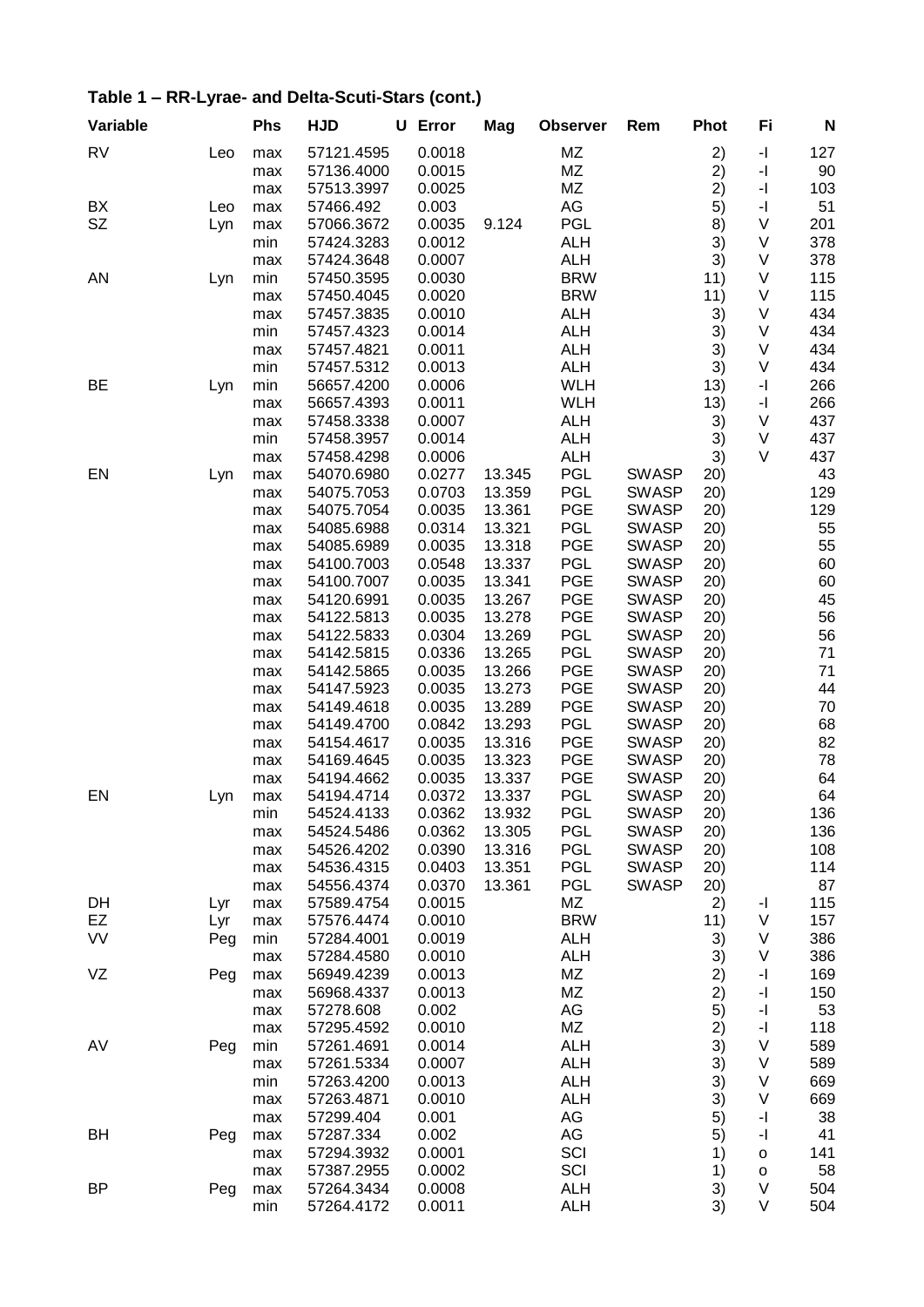## Table 1 – RR-Lyrae- and Delta-Scuti-Stars (cont.)

| Variable | | Phs | HJD | U | Error | Mag | Observer | Rem | Phot | Fi | N |
|---|---|---|---|---|---|---|---|---|---|---|---|
| RV | Leo | max | 57121.4595 | | 0.0018 | | MZ | | 2) | -I | 127 |
| | | max | 57136.4000 | | 0.0015 | | MZ | | 2) | -I | 90 |
| | | max | 57513.3997 | | 0.0025 | | MZ | | 2) | -I | 103 |
| BX | Leo | max | 57466.492 | | 0.003 | | AG | | 5) | -I | 51 |
| SZ | Lyn | max | 57066.3672 | | 0.0035 | 9.124 | PGL | | 8) | V | 201 |
| | | min | 57424.3283 | | 0.0012 | | ALH | | 3) | V | 378 |
| | | max | 57424.3648 | | 0.0007 | | ALH | | 3) | V | 378 |
| AN | Lyn | min | 57450.3595 | | 0.0030 | | BRW | | 11) | V | 115 |
| | | max | 57450.4045 | | 0.0020 | | BRW | | 11) | V | 115 |
| | | max | 57457.3835 | | 0.0010 | | ALH | | 3) | V | 434 |
| | | min | 57457.4323 | | 0.0014 | | ALH | | 3) | V | 434 |
| | | max | 57457.4821 | | 0.0011 | | ALH | | 3) | V | 434 |
| | | min | 57457.5312 | | 0.0013 | | ALH | | 3) | V | 434 |
| BE | Lyn | min | 56657.4200 | | 0.0006 | | WLH | | 13) | -I | 266 |
| | | max | 56657.4393 | | 0.0011 | | WLH | | 13) | -I | 266 |
| | | max | 57458.3338 | | 0.0007 | | ALH | | 3) | V | 437 |
| | | min | 57458.3957 | | 0.0014 | | ALH | | 3) | V | 437 |
| | | max | 57458.4298 | | 0.0006 | | ALH | | 3) | V | 437 |
| EN | Lyn | max | 54070.6980 | | 0.0277 | 13.345 | PGL | SWASP | 20) | | 43 |
| | | max | 54075.7053 | | 0.0703 | 13.359 | PGL | SWASP | 20) | | 129 |
| | | max | 54075.7054 | | 0.0035 | 13.361 | PGE | SWASP | 20) | | 129 |
| | | max | 54085.6988 | | 0.0314 | 13.321 | PGL | SWASP | 20) | | 55 |
| | | max | 54085.6989 | | 0.0035 | 13.318 | PGE | SWASP | 20) | | 55 |
| | | max | 54100.7003 | | 0.0548 | 13.337 | PGL | SWASP | 20) | | 60 |
| | | max | 54100.7007 | | 0.0035 | 13.341 | PGE | SWASP | 20) | | 60 |
| | | max | 54120.6991 | | 0.0035 | 13.267 | PGE | SWASP | 20) | | 45 |
| | | max | 54122.5813 | | 0.0035 | 13.278 | PGE | SWASP | 20) | | 56 |
| | | max | 54122.5833 | | 0.0304 | 13.269 | PGL | SWASP | 20) | | 56 |
| | | max | 54142.5815 | | 0.0336 | 13.265 | PGL | SWASP | 20) | | 71 |
| | | max | 54142.5865 | | 0.0035 | 13.266 | PGE | SWASP | 20) | | 71 |
| | | max | 54147.5923 | | 0.0035 | 13.273 | PGE | SWASP | 20) | | 44 |
| | | max | 54149.4618 | | 0.0035 | 13.289 | PGE | SWASP | 20) | | 70 |
| | | max | 54149.4700 | | 0.0842 | 13.293 | PGL | SWASP | 20) | | 68 |
| | | max | 54154.4617 | | 0.0035 | 13.316 | PGE | SWASP | 20) | | 82 |
| | | max | 54169.4645 | | 0.0035 | 13.323 | PGE | SWASP | 20) | | 78 |
| | | max | 54194.4662 | | 0.0035 | 13.337 | PGE | SWASP | 20) | | 64 |
| EN | Lyn | max | 54194.4714 | | 0.0372 | 13.337 | PGL | SWASP | 20) | | 64 |
| | | min | 54524.4133 | | 0.0362 | 13.932 | PGL | SWASP | 20) | | 136 |
| | | max | 54524.5486 | | 0.0362 | 13.305 | PGL | SWASP | 20) | | 136 |
| | | max | 54526.4202 | | 0.0390 | 13.316 | PGL | SWASP | 20) | | 108 |
| | | max | 54536.4315 | | 0.0403 | 13.351 | PGL | SWASP | 20) | | 114 |
| | | max | 54556.4374 | | 0.0370 | 13.361 | PGL | SWASP | 20) | | 87 |
| DH | Lyr | max | 57589.4754 | | 0.0015 | | MZ | | 2) | -I | 115 |
| EZ | Lyr | max | 57576.4474 | | 0.0010 | | BRW | | 11) | V | 157 |
| VV | Peg | min | 57284.4001 | | 0.0019 | | ALH | | 3) | V | 386 |
| | | max | 57284.4580 | | 0.0010 | | ALH | | 3) | V | 386 |
| VZ | Peg | max | 56949.4239 | | 0.0013 | | MZ | | 2) | -I | 169 |
| | | max | 56968.4337 | | 0.0013 | | MZ | | 2) | -I | 150 |
| | | max | 57278.608 | | 0.002 | | AG | | 5) | -I | 53 |
| | | max | 57295.4592 | | 0.0010 | | MZ | | 2) | -I | 118 |
| AV | Peg | min | 57261.4691 | | 0.0014 | | ALH | | 3) | V | 589 |
| | | max | 57261.5334 | | 0.0007 | | ALH | | 3) | V | 589 |
| | | min | 57263.4200 | | 0.0013 | | ALH | | 3) | V | 669 |
| | | max | 57263.4871 | | 0.0010 | | ALH | | 3) | V | 669 |
| | | max | 57299.404 | | 0.001 | | AG | | 5) | -I | 38 |
| BH | Peg | max | 57287.334 | | 0.002 | | AG | | 5) | -I | 41 |
| | | max | 57294.3932 | | 0.0001 | | SCI | | 1) | o | 141 |
| | | max | 57387.2955 | | 0.0002 | | SCI | | 1) | o | 58 |
| BP | Peg | max | 57264.3434 | | 0.0008 | | ALH | | 3) | V | 504 |
| | | min | 57264.4172 | | 0.0011 | | ALH | | 3) | V | 504 |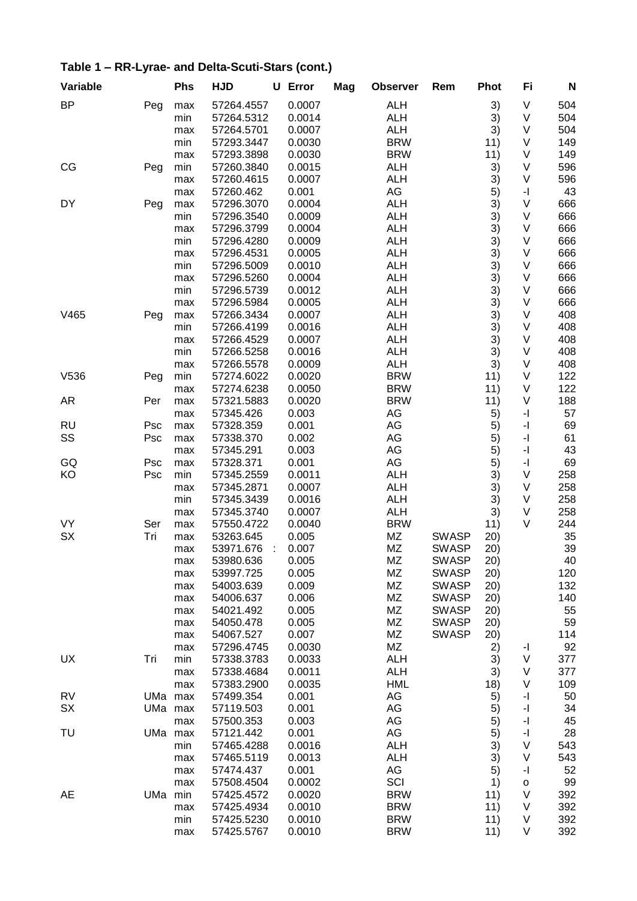## Table 1 – RR-Lyrae- and Delta-Scuti-Stars (cont.)

| Variable | | Phs | HJD | U | Error | Mag | Observer | Rem | Phot | Fi | N |
|---|---|---|---|---|---|---|---|---|---|---|---|
| BP | Peg | max | 57264.4557 | | 0.0007 | | ALH | | 3) | V | 504 |
| | | min | 57264.5312 | | 0.0014 | | ALH | | 3) | V | 504 |
| | | max | 57264.5701 | | 0.0007 | | ALH | | 3) | V | 504 |
| | | min | 57293.3447 | | 0.0030 | | BRW | | 11) | V | 149 |
| | | max | 57293.3898 | | 0.0030 | | BRW | | 11) | V | 149 |
| CG | Peg | min | 57260.3840 | | 0.0015 | | ALH | | 3) | V | 596 |
| | | max | 57260.4615 | | 0.0007 | | ALH | | 3) | V | 596 |
| | | max | 57260.462 | | 0.001 | | AG | | 5) | -I | 43 |
| DY | Peg | max | 57296.3070 | | 0.0004 | | ALH | | 3) | V | 666 |
| | | min | 57296.3540 | | 0.0009 | | ALH | | 3) | V | 666 |
| | | max | 57296.3799 | | 0.0004 | | ALH | | 3) | V | 666 |
| | | min | 57296.4280 | | 0.0009 | | ALH | | 3) | V | 666 |
| | | max | 57296.4531 | | 0.0005 | | ALH | | 3) | V | 666 |
| | | min | 57296.5009 | | 0.0010 | | ALH | | 3) | V | 666 |
| | | max | 57296.5260 | | 0.0004 | | ALH | | 3) | V | 666 |
| | | min | 57296.5739 | | 0.0012 | | ALH | | 3) | V | 666 |
| | | max | 57296.5984 | | 0.0005 | | ALH | | 3) | V | 666 |
| V465 | Peg | max | 57266.3434 | | 0.0007 | | ALH | | 3) | V | 408 |
| | | min | 57266.4199 | | 0.0016 | | ALH | | 3) | V | 408 |
| | | max | 57266.4529 | | 0.0007 | | ALH | | 3) | V | 408 |
| | | min | 57266.5258 | | 0.0016 | | ALH | | 3) | V | 408 |
| | | max | 57266.5578 | | 0.0009 | | ALH | | 3) | V | 408 |
| V536 | Peg | min | 57274.6022 | | 0.0020 | | BRW | | 11) | V | 122 |
| | | max | 57274.6238 | | 0.0050 | | BRW | | 11) | V | 122 |
| AR | Per | max | 57321.5883 | | 0.0020 | | BRW | | 11) | V | 188 |
| | | max | 57345.426 | | 0.003 | | AG | | 5) | -I | 57 |
| RU | Psc | max | 57328.359 | | 0.001 | | AG | | 5) | -I | 69 |
| SS | Psc | max | 57338.370 | | 0.002 | | AG | | 5) | -I | 61 |
| | | max | 57345.291 | | 0.003 | | AG | | 5) | -I | 43 |
| GQ | Psc | max | 57328.371 | | 0.001 | | AG | | 5) | -I | 69 |
| KO | Psc | min | 57345.2559 | | 0.0011 | | ALH | | 3) | V | 258 |
| | | max | 57345.2871 | | 0.0007 | | ALH | | 3) | V | 258 |
| | | min | 57345.3439 | | 0.0016 | | ALH | | 3) | V | 258 |
| | | max | 57345.3740 | | 0.0007 | | ALH | | 3) | V | 258 |
| VY | Ser | max | 57550.4722 | | 0.0040 | | BRW | | 11) | V | 244 |
| SX | Tri | max | 53263.645 | | 0.005 | | MZ | SWASP | 20) | | 35 |
| | | max | 53971.676 | : | 0.007 | | MZ | SWASP | 20) | | 39 |
| | | max | 53980.636 | | 0.005 | | MZ | SWASP | 20) | | 40 |
| | | max | 53997.725 | | 0.005 | | MZ | SWASP | 20) | | 120 |
| | | max | 54003.639 | | 0.009 | | MZ | SWASP | 20) | | 132 |
| | | max | 54006.637 | | 0.006 | | MZ | SWASP | 20) | | 140 |
| | | max | 54021.492 | | 0.005 | | MZ | SWASP | 20) | | 55 |
| | | max | 54050.478 | | 0.005 | | MZ | SWASP | 20) | | 59 |
| | | max | 54067.527 | | 0.007 | | MZ | SWASP | 20) | | 114 |
| | | max | 57296.4745 | | 0.0030 | | MZ | | 2) | -I | 92 |
| UX | Tri | min | 57338.3783 | | 0.0033 | | ALH | | 3) | V | 377 |
| | | max | 57338.4684 | | 0.0011 | | ALH | | 3) | V | 377 |
| | | max | 57383.2900 | | 0.0035 | | HML | | 18) | V | 109 |
| RV | UMa | max | 57499.354 | | 0.001 | | AG | | 5) | -I | 50 |
| SX | UMa | max | 57119.503 | | 0.001 | | AG | | 5) | -I | 34 |
| | | max | 57500.353 | | 0.003 | | AG | | 5) | -I | 45 |
| TU | UMa | max | 57121.442 | | 0.001 | | AG | | 5) | -I | 28 |
| | | min | 57465.4288 | | 0.0016 | | ALH | | 3) | V | 543 |
| | | max | 57465.5119 | | 0.0013 | | ALH | | 3) | V | 543 |
| | | max | 57474.437 | | 0.001 | | AG | | 5) | -I | 52 |
| | | max | 57508.4504 | | 0.0002 | | SCI | | 1) | o | 99 |
| AE | UMa | min | 57425.4572 | | 0.0020 | | BRW | | 11) | V | 392 |
| | | max | 57425.4934 | | 0.0010 | | BRW | | 11) | V | 392 |
| | | min | 57425.5230 | | 0.0010 | | BRW | | 11) | V | 392 |
| | | max | 57425.5767 | | 0.0010 | | BRW | | 11) | V | 392 |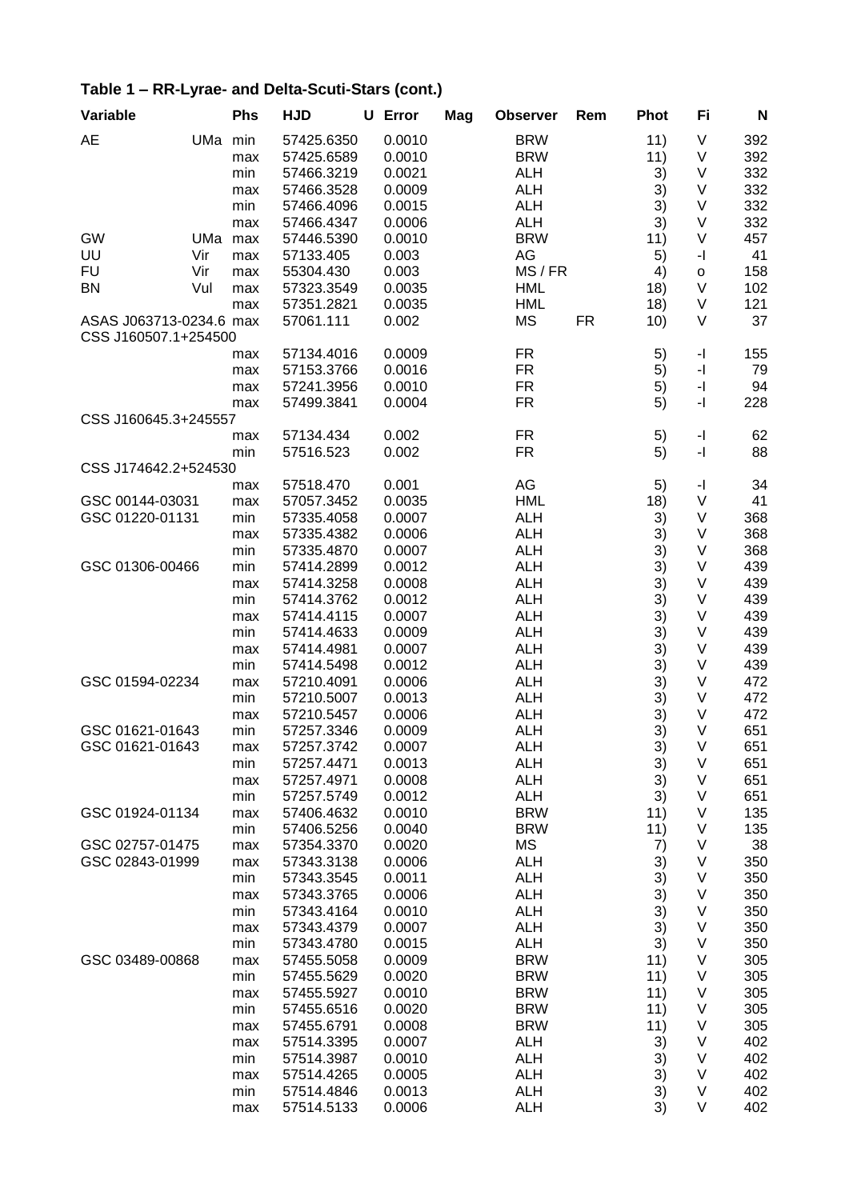## Table 1 – RR-Lyrae- and Delta-Scuti-Stars (cont.)

| Variable | | Phs | HJD | U | Error | Mag | Observer | Rem | Phot | Fi | N |
|---|---|---|---|---|---|---|---|---|---|---|---|
| AE | UMa | min | 57425.6350 | | 0.0010 | | BRW | | 11) | V | 392 |
| | | max | 57425.6589 | | 0.0010 | | BRW | | 11) | V | 392 |
| | | min | 57466.3219 | | 0.0021 | | ALH | | 3) | V | 332 |
| | | max | 57466.3528 | | 0.0009 | | ALH | | 3) | V | 332 |
| | | min | 57466.4096 | | 0.0015 | | ALH | | 3) | V | 332 |
| | | max | 57466.4347 | | 0.0006 | | ALH | | 3) | V | 332 |
| GW | UMa | max | 57446.5390 | | 0.0010 | | BRW | | 11) | V | 457 |
| UU | Vir | max | 57133.405 | | 0.003 | | AG | | 5) | -I | 41 |
| FU | Vir | max | 55304.430 | | 0.003 | | MS / FR | | 4) | o | 158 |
| BN | Vul | max | 57323.3549 | | 0.0035 | | HML | | 18) | V | 102 |
| | | max | 57351.2821 | | 0.0035 | | HML | | 18) | V | 121 |
| ASAS J063713-0234.6 | | max | 57061.111 | | 0.002 | | MS | FR | 10) | V | 37 |
| CSS J160507.1+254500 | | | | | | | | | | | |
| | | max | 57134.4016 | | 0.0009 | | FR | | 5) | -I | 155 |
| | | max | 57153.3766 | | 0.0016 | | FR | | 5) | -I | 79 |
| | | max | 57241.3956 | | 0.0010 | | FR | | 5) | -I | 94 |
| | | max | 57499.3841 | | 0.0004 | | FR | | 5) | -I | 228 |
| CSS J160645.3+245557 | | | | | | | | | | | |
| | | max | 57134.434 | | 0.002 | | FR | | 5) | -I | 62 |
| | | min | 57516.523 | | 0.002 | | FR | | 5) | -I | 88 |
| CSS J174642.2+524530 | | | | | | | | | | | |
| | | max | 57518.470 | | 0.001 | | AG | | 5) | -I | 34 |
| GSC 00144-03031 | | max | 57057.3452 | | 0.0035 | | HML | | 18) | V | 41 |
| GSC 01220-01131 | | min | 57335.4058 | | 0.0007 | | ALH | | 3) | V | 368 |
| | | max | 57335.4382 | | 0.0006 | | ALH | | 3) | V | 368 |
| | | min | 57335.4870 | | 0.0007 | | ALH | | 3) | V | 368 |
| GSC 01306-00466 | | min | 57414.2899 | | 0.0012 | | ALH | | 3) | V | 439 |
| | | max | 57414.3258 | | 0.0008 | | ALH | | 3) | V | 439 |
| | | min | 57414.3762 | | 0.0012 | | ALH | | 3) | V | 439 |
| | | max | 57414.4115 | | 0.0007 | | ALH | | 3) | V | 439 |
| | | min | 57414.4633 | | 0.0009 | | ALH | | 3) | V | 439 |
| | | max | 57414.4981 | | 0.0007 | | ALH | | 3) | V | 439 |
| | | min | 57414.5498 | | 0.0012 | | ALH | | 3) | V | 439 |
| GSC 01594-02234 | | max | 57210.4091 | | 0.0006 | | ALH | | 3) | V | 472 |
| | | min | 57210.5007 | | 0.0013 | | ALH | | 3) | V | 472 |
| | | max | 57210.5457 | | 0.0006 | | ALH | | 3) | V | 472 |
| GSC 01621-01643 | | min | 57257.3346 | | 0.0009 | | ALH | | 3) | V | 651 |
| GSC 01621-01643 | | max | 57257.3742 | | 0.0007 | | ALH | | 3) | V | 651 |
| | | min | 57257.4471 | | 0.0013 | | ALH | | 3) | V | 651 |
| | | max | 57257.4971 | | 0.0008 | | ALH | | 3) | V | 651 |
| | | min | 57257.5749 | | 0.0012 | | ALH | | 3) | V | 651 |
| GSC 01924-01134 | | max | 57406.4632 | | 0.0010 | | BRW | | 11) | V | 135 |
| | | min | 57406.5256 | | 0.0040 | | BRW | | 11) | V | 135 |
| GSC 02757-01475 | | max | 57354.3370 | | 0.0020 | | MS | | 7) | V | 38 |
| GSC 02843-01999 | | max | 57343.3138 | | 0.0006 | | ALH | | 3) | V | 350 |
| | | min | 57343.3545 | | 0.0011 | | ALH | | 3) | V | 350 |
| | | max | 57343.3765 | | 0.0006 | | ALH | | 3) | V | 350 |
| | | min | 57343.4164 | | 0.0010 | | ALH | | 3) | V | 350 |
| | | max | 57343.4379 | | 0.0007 | | ALH | | 3) | V | 350 |
| | | min | 57343.4780 | | 0.0015 | | ALH | | 3) | V | 350 |
| GSC 03489-00868 | | max | 57455.5058 | | 0.0009 | | BRW | | 11) | V | 305 |
| | | min | 57455.5629 | | 0.0020 | | BRW | | 11) | V | 305 |
| | | max | 57455.5927 | | 0.0010 | | BRW | | 11) | V | 305 |
| | | min | 57455.6516 | | 0.0020 | | BRW | | 11) | V | 305 |
| | | max | 57455.6791 | | 0.0008 | | BRW | | 11) | V | 305 |
| | | max | 57514.3395 | | 0.0007 | | ALH | | 3) | V | 402 |
| | | min | 57514.3987 | | 0.0010 | | ALH | | 3) | V | 402 |
| | | max | 57514.4265 | | 0.0005 | | ALH | | 3) | V | 402 |
| | | min | 57514.4846 | | 0.0013 | | ALH | | 3) | V | 402 |
| | | max | 57514.5133 | | 0.0006 | | ALH | | 3) | V | 402 |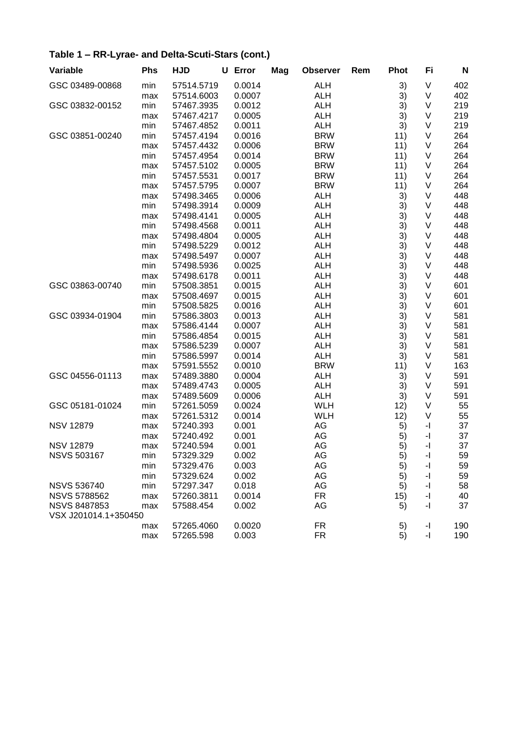## Table 1 – RR-Lyrae- and Delta-Scuti-Stars (cont.)

| Variable | Phs | HJD | U | Error | Mag | Observer | Rem | Phot | Fi | N |
|---|---|---|---|---|---|---|---|---|---|---|
| GSC 03489-00868 | min | 57514.5719 | | 0.0014 | | ALH | | 3) | V | 402 |
| | max | 57514.6003 | | 0.0007 | | ALH | | 3) | V | 402 |
| GSC 03832-00152 | min | 57467.3935 | | 0.0012 | | ALH | | 3) | V | 219 |
| | max | 57467.4217 | | 0.0005 | | ALH | | 3) | V | 219 |
| | min | 57467.4852 | | 0.0011 | | ALH | | 3) | V | 219 |
| GSC 03851-00240 | min | 57457.4194 | | 0.0016 | | BRW | | 11) | V | 264 |
| | max | 57457.4432 | | 0.0006 | | BRW | | 11) | V | 264 |
| | min | 57457.4954 | | 0.0014 | | BRW | | 11) | V | 264 |
| | max | 57457.5102 | | 0.0005 | | BRW | | 11) | V | 264 |
| | min | 57457.5531 | | 0.0017 | | BRW | | 11) | V | 264 |
| | max | 57457.5795 | | 0.0007 | | BRW | | 11) | V | 264 |
| | max | 57498.3465 | | 0.0006 | | ALH | | 3) | V | 448 |
| | min | 57498.3914 | | 0.0009 | | ALH | | 3) | V | 448 |
| | max | 57498.4141 | | 0.0005 | | ALH | | 3) | V | 448 |
| | min | 57498.4568 | | 0.0011 | | ALH | | 3) | V | 448 |
| | max | 57498.4804 | | 0.0005 | | ALH | | 3) | V | 448 |
| | min | 57498.5229 | | 0.0012 | | ALH | | 3) | V | 448 |
| | max | 57498.5497 | | 0.0007 | | ALH | | 3) | V | 448 |
| | min | 57498.5936 | | 0.0025 | | ALH | | 3) | V | 448 |
| | max | 57498.6178 | | 0.0011 | | ALH | | 3) | V | 448 |
| GSC 03863-00740 | min | 57508.3851 | | 0.0015 | | ALH | | 3) | V | 601 |
| | max | 57508.4697 | | 0.0015 | | ALH | | 3) | V | 601 |
| | min | 57508.5825 | | 0.0016 | | ALH | | 3) | V | 601 |
| GSC 03934-01904 | min | 57586.3803 | | 0.0013 | | ALH | | 3) | V | 581 |
| | max | 57586.4144 | | 0.0007 | | ALH | | 3) | V | 581 |
| | min | 57586.4854 | | 0.0015 | | ALH | | 3) | V | 581 |
| | max | 57586.5239 | | 0.0007 | | ALH | | 3) | V | 581 |
| | min | 57586.5997 | | 0.0014 | | ALH | | 3) | V | 581 |
| | max | 57591.5552 | | 0.0010 | | BRW | | 11) | V | 163 |
| GSC 04556-01113 | max | 57489.3880 | | 0.0004 | | ALH | | 3) | V | 591 |
| | max | 57489.4743 | | 0.0005 | | ALH | | 3) | V | 591 |
| | max | 57489.5609 | | 0.0006 | | ALH | | 3) | V | 591 |
| GSC 05181-01024 | min | 57261.5059 | | 0.0024 | | WLH | | 12) | V | 55 |
| | max | 57261.5312 | | 0.0014 | | WLH | | 12) | V | 55 |
| NSV 12879 | max | 57240.393 | | 0.001 | | AG | | 5) | -I | 37 |
| | max | 57240.492 | | 0.001 | | AG | | 5) | -I | 37 |
| NSV 12879 | max | 57240.594 | | 0.001 | | AG | | 5) | -I | 37 |
| NSVS 503167 | min | 57329.329 | | 0.002 | | AG | | 5) | -I | 59 |
| | min | 57329.476 | | 0.003 | | AG | | 5) | -I | 59 |
| | min | 57329.624 | | 0.002 | | AG | | 5) | -I | 59 |
| NSVS 536740 | min | 57297.347 | | 0.018 | | AG | | 5) | -I | 58 |
| NSVS 5788562 | max | 57260.3811 | | 0.0014 | | FR | | 15) | -I | 40 |
| NSVS 8487853 | max | 57588.454 | | 0.002 | | AG | | 5) | -I | 37 |
| VSX J201014.1+350450 | max | 57265.4060 | | 0.0020 | | FR | | 5) | -I | 190 |
| | max | 57265.598 | | 0.003 | | FR | | 5) | -I | 190 |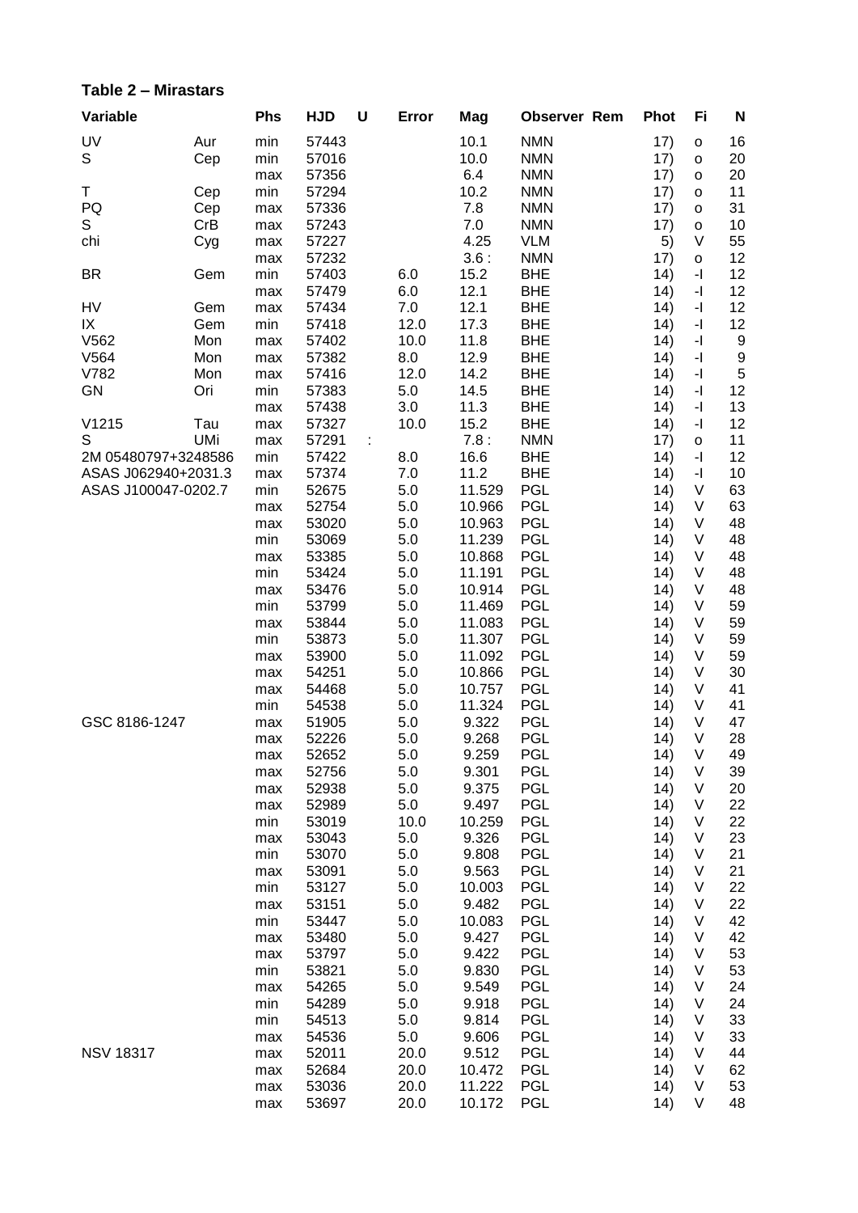## Table 2 – Mirastars

| Variable | | Phs | HJD | U | Error | Mag | Observer | Rem | Phot | Fi | N |
|---|---|---|---|---|---|---|---|---|---|---|---|
| UV | Aur | min | 57443 | | | 10.1 | NMN | | 17) | o | 16 |
| S | Cep | min | 57016 | | | 10.0 | NMN | | 17) | o | 20 |
| | | max | 57356 | | | 6.4 | NMN | | 17) | o | 20 |
| T | Cep | min | 57294 | | | 10.2 | NMN | | 17) | o | 11 |
| PQ | Cep | max | 57336 | | | 7.8 | NMN | | 17) | o | 31 |
| S | CrB | max | 57243 | | | 7.0 | NMN | | 17) | o | 10 |
| chi | Cyg | max | 57227 | | | 4.25 | VLM | | 5) | V | 55 |
| | | max | 57232 | | | 3.6 : | NMN | | 17) | o | 12 |
| BR | Gem | min | 57403 | | 6.0 | 15.2 | BHE | | 14) | -I | 12 |
| | | max | 57479 | | 6.0 | 12.1 | BHE | | 14) | -I | 12 |
| HV | Gem | max | 57434 | | 7.0 | 12.1 | BHE | | 14) | -I | 12 |
| IX | Gem | min | 57418 | | 12.0 | 17.3 | BHE | | 14) | -I | 12 |
| V562 | Mon | max | 57402 | | 10.0 | 11.8 | BHE | | 14) | -I | 9 |
| V564 | Mon | max | 57382 | | 8.0 | 12.9 | BHE | | 14) | -I | 9 |
| V782 | Mon | max | 57416 | | 12.0 | 14.2 | BHE | | 14) | -I | 5 |
| GN | Ori | min | 57383 | | 5.0 | 14.5 | BHE | | 14) | -I | 12 |
| | | max | 57438 | | 3.0 | 11.3 | BHE | | 14) | -I | 13 |
| V1215 | Tau | max | 57327 | | 10.0 | 15.2 | BHE | | 14) | -I | 12 |
| S | UMi | max | 57291 | : | | 7.8 : | NMN | | 17) | o | 11 |
| 2M 05480797+3248586 | | min | 57422 | | 8.0 | 16.6 | BHE | | 14) | -I | 12 |
| ASAS J062940+2031.3 | | max | 57374 | | 7.0 | 11.2 | BHE | | 14) | -I | 10 |
| ASAS J100047-0202.7 | | min | 52675 | | 5.0 | 11.529 | PGL | | 14) | V | 63 |
| | | max | 52754 | | 5.0 | 10.966 | PGL | | 14) | V | 63 |
| | | max | 53020 | | 5.0 | 10.963 | PGL | | 14) | V | 48 |
| | | min | 53069 | | 5.0 | 11.239 | PGL | | 14) | V | 48 |
| | | max | 53385 | | 5.0 | 10.868 | PGL | | 14) | V | 48 |
| | | min | 53424 | | 5.0 | 11.191 | PGL | | 14) | V | 48 |
| | | max | 53476 | | 5.0 | 10.914 | PGL | | 14) | V | 48 |
| | | min | 53799 | | 5.0 | 11.469 | PGL | | 14) | V | 59 |
| | | max | 53844 | | 5.0 | 11.083 | PGL | | 14) | V | 59 |
| | | min | 53873 | | 5.0 | 11.307 | PGL | | 14) | V | 59 |
| | | max | 53900 | | 5.0 | 11.092 | PGL | | 14) | V | 59 |
| | | max | 54251 | | 5.0 | 10.866 | PGL | | 14) | V | 30 |
| | | max | 54468 | | 5.0 | 10.757 | PGL | | 14) | V | 41 |
| | | min | 54538 | | 5.0 | 11.324 | PGL | | 14) | V | 41 |
| GSC 8186-1247 | | max | 51905 | | 5.0 | 9.322 | PGL | | 14) | V | 47 |
| | | max | 52226 | | 5.0 | 9.268 | PGL | | 14) | V | 28 |
| | | max | 52652 | | 5.0 | 9.259 | PGL | | 14) | V | 49 |
| | | max | 52756 | | 5.0 | 9.301 | PGL | | 14) | V | 39 |
| | | max | 52938 | | 5.0 | 9.375 | PGL | | 14) | V | 20 |
| | | max | 52989 | | 5.0 | 9.497 | PGL | | 14) | V | 22 |
| | | min | 53019 | | 10.0 | 10.259 | PGL | | 14) | V | 22 |
| | | max | 53043 | | 5.0 | 9.326 | PGL | | 14) | V | 23 |
| | | min | 53070 | | 5.0 | 9.808 | PGL | | 14) | V | 21 |
| | | max | 53091 | | 5.0 | 9.563 | PGL | | 14) | V | 21 |
| | | min | 53127 | | 5.0 | 10.003 | PGL | | 14) | V | 22 |
| | | max | 53151 | | 5.0 | 9.482 | PGL | | 14) | V | 22 |
| | | min | 53447 | | 5.0 | 10.083 | PGL | | 14) | V | 42 |
| | | max | 53480 | | 5.0 | 9.427 | PGL | | 14) | V | 42 |
| | | max | 53797 | | 5.0 | 9.422 | PGL | | 14) | V | 53 |
| | | min | 53821 | | 5.0 | 9.830 | PGL | | 14) | V | 53 |
| | | max | 54265 | | 5.0 | 9.549 | PGL | | 14) | V | 24 |
| | | min | 54289 | | 5.0 | 9.918 | PGL | | 14) | V | 24 |
| | | min | 54513 | | 5.0 | 9.814 | PGL | | 14) | V | 33 |
| | | max | 54536 | | 5.0 | 9.606 | PGL | | 14) | V | 33 |
| NSV 18317 | | max | 52011 | | 20.0 | 9.512 | PGL | | 14) | V | 44 |
| | | max | 52684 | | 20.0 | 10.472 | PGL | | 14) | V | 62 |
| | | max | 53036 | | 20.0 | 11.222 | PGL | | 14) | V | 53 |
| | | max | 53697 | | 20.0 | 10.172 | PGL | | 14) | V | 48 |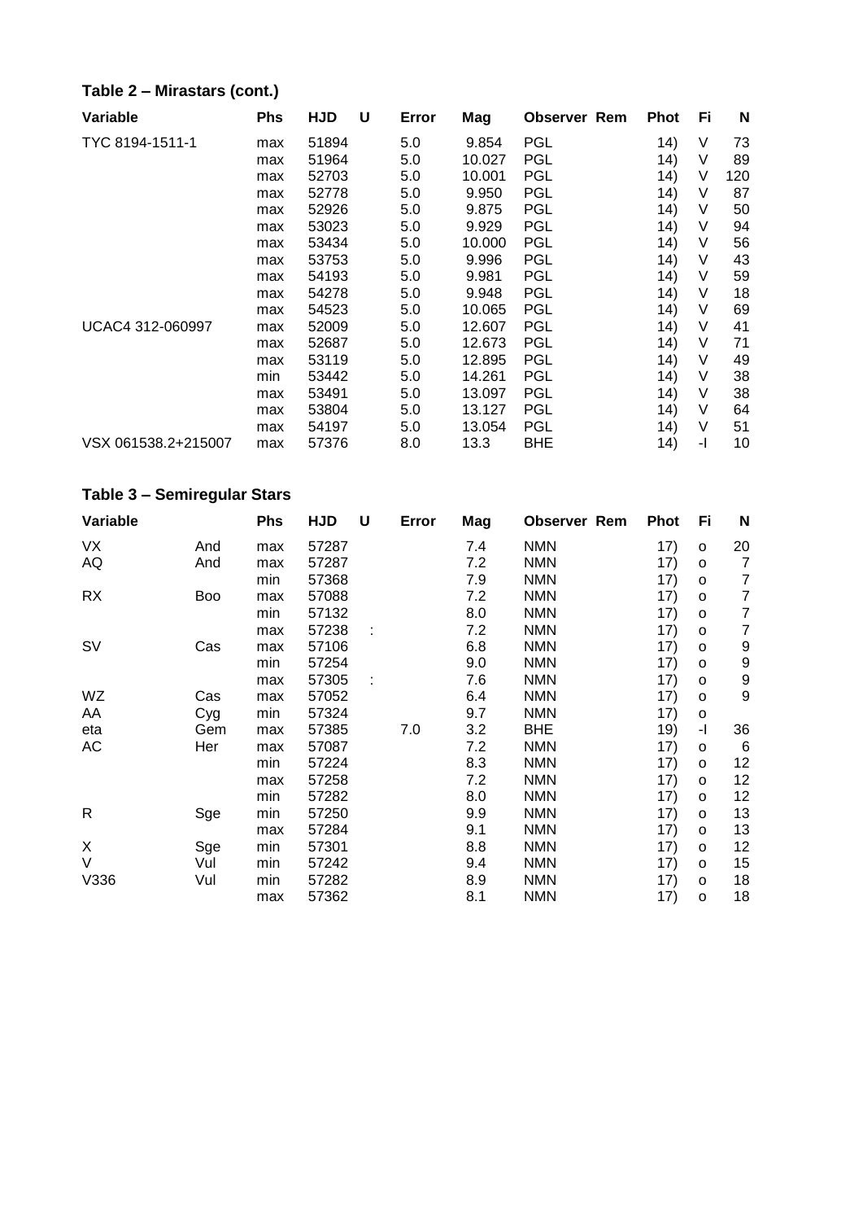## Table 2 – Mirastars (cont.)

| Variable | Phs | HJD | U | Error | Mag | Observer | Rem | Phot | Fi | N |
|---|---|---|---|---|---|---|---|---|---|---|
| TYC 8194-1511-1 | max | 51894 | | 5.0 | 9.854 | PGL | | 14) | V | 73 |
| | max | 51964 | | 5.0 | 10.027 | PGL | | 14) | V | 89 |
| | max | 52703 | | 5.0 | 10.001 | PGL | | 14) | V | 120 |
| | max | 52778 | | 5.0 | 9.950 | PGL | | 14) | V | 87 |
| | max | 52926 | | 5.0 | 9.875 | PGL | | 14) | V | 50 |
| | max | 53023 | | 5.0 | 9.929 | PGL | | 14) | V | 94 |
| | max | 53434 | | 5.0 | 10.000 | PGL | | 14) | V | 56 |
| | max | 53753 | | 5.0 | 9.996 | PGL | | 14) | V | 43 |
| | max | 54193 | | 5.0 | 9.981 | PGL | | 14) | V | 59 |
| | max | 54278 | | 5.0 | 9.948 | PGL | | 14) | V | 18 |
| | max | 54523 | | 5.0 | 10.065 | PGL | | 14) | V | 69 |
| UCAC4 312-060997 | max | 52009 | | 5.0 | 12.607 | PGL | | 14) | V | 41 |
| | max | 52687 | | 5.0 | 12.673 | PGL | | 14) | V | 71 |
| | max | 53119 | | 5.0 | 12.895 | PGL | | 14) | V | 49 |
| | min | 53442 | | 5.0 | 14.261 | PGL | | 14) | V | 38 |
| | max | 53491 | | 5.0 | 13.097 | PGL | | 14) | V | 38 |
| | max | 53804 | | 5.0 | 13.127 | PGL | | 14) | V | 64 |
| | max | 54197 | | 5.0 | 13.054 | PGL | | 14) | V | 51 |
| VSX 061538.2+215007 | max | 57376 | | 8.0 | 13.3 | BHE | | 14) | -I | 10 |

## Table 3 – Semiregular Stars

| Variable | | Phs | HJD | U | Error | Mag | Observer | Rem | Phot | Fi | N |
|---|---|---|---|---|---|---|---|---|---|---|---|
| VX | And | max | 57287 | | | 7.4 | NMN | | 17) | o | 20 |
| AQ | And | max | 57287 | | | 7.2 | NMN | | 17) | o | 7 |
| | | min | 57368 | | | 7.9 | NMN | | 17) | o | 7 |
| RX | Boo | max | 57088 | | | 7.2 | NMN | | 17) | o | 7 |
| | | min | 57132 | | | 8.0 | NMN | | 17) | o | 7 |
| | | max | 57238 | : | | 7.2 | NMN | | 17) | o | 7 |
| SV | Cas | max | 57106 | | | 6.8 | NMN | | 17) | o | 9 |
| | | min | 57254 | | | 9.0 | NMN | | 17) | o | 9 |
| | | max | 57305 | : | | 7.6 | NMN | | 17) | o | 9 |
| WZ | Cas | max | 57052 | | | 6.4 | NMN | | 17) | o | 9 |
| AA | Cyg | min | 57324 | | | 9.7 | NMN | | 17) | o | |
| eta | Gem | max | 57385 | | 7.0 | 3.2 | BHE | | 19) | -I | 36 |
| AC | Her | max | 57087 | | | 7.2 | NMN | | 17) | o | 6 |
| | | min | 57224 | | | 8.3 | NMN | | 17) | o | 12 |
| | | max | 57258 | | | 7.2 | NMN | | 17) | o | 12 |
| | | min | 57282 | | | 8.0 | NMN | | 17) | o | 12 |
| R | Sge | min | 57250 | | | 9.9 | NMN | | 17) | o | 13 |
| | | max | 57284 | | | 9.1 | NMN | | 17) | o | 13 |
| X | Sge | min | 57301 | | | 8.8 | NMN | | 17) | o | 12 |
| V | Vul | min | 57242 | | | 9.4 | NMN | | 17) | o | 15 |
| V336 | Vul | min | 57282 | | | 8.9 | NMN | | 17) | o | 18 |
| | | max | 57362 | | | 8.1 | NMN | | 17) | o | 18 |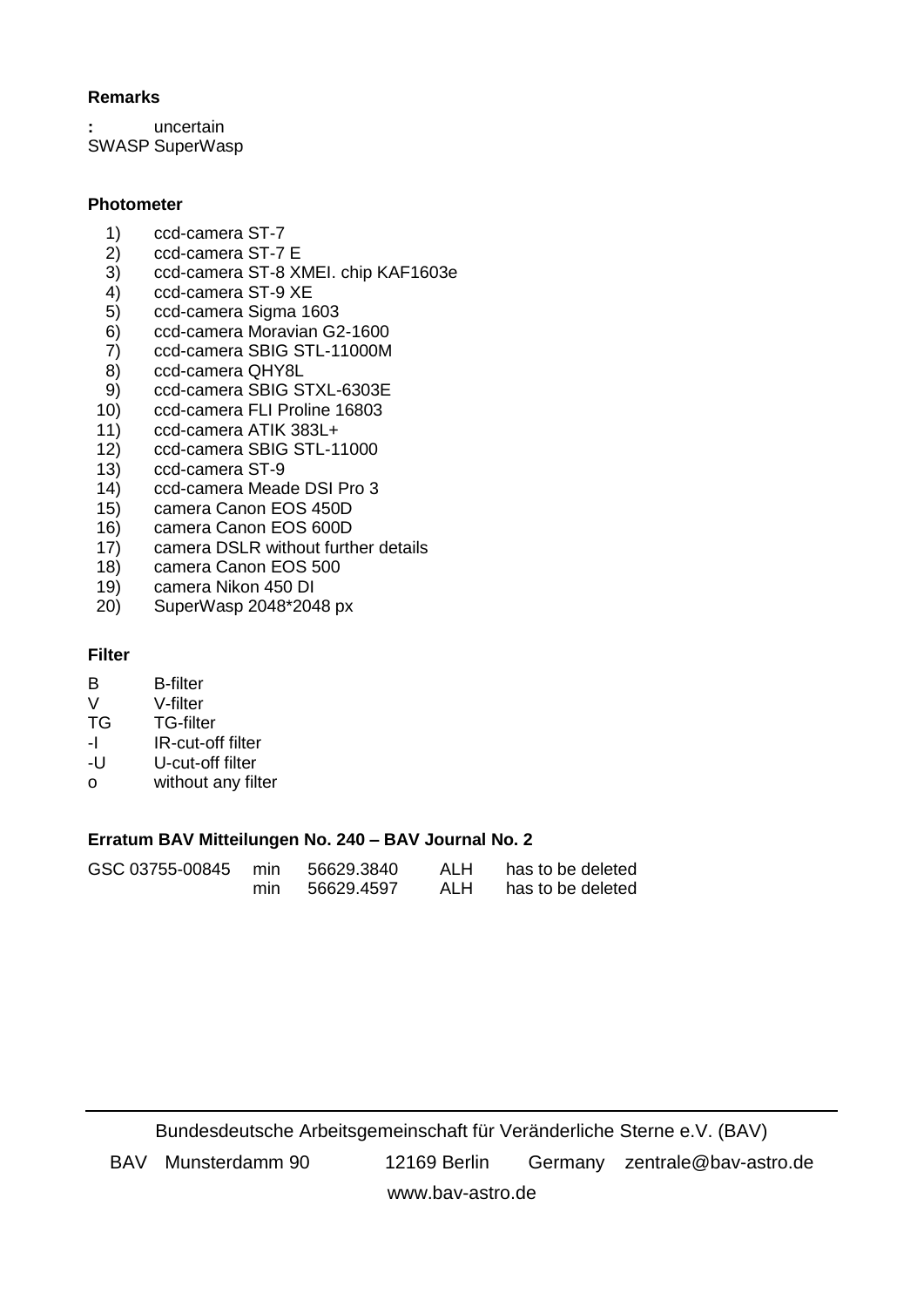**Remarks**

**:** uncertain
SWASP SuperWasp

**Photometer**

1) ccd-camera ST-7
2) ccd-camera ST-7 E
3) ccd-camera ST-8 XMEI. chip KAF1603e
4) ccd-camera ST-9 XE
5) ccd-camera Sigma 1603
6) ccd-camera Moravian G2-1600
7) ccd-camera SBIG STL-11000M
8) ccd-camera QHY8L
9) ccd-camera SBIG STXL-6303E
10) ccd-camera FLI Proline 16803
11) ccd-camera ATIK 383L+
12) ccd-camera SBIG STL-11000
13) ccd-camera ST-9
14) ccd-camera Meade DSI Pro 3
15) camera Canon EOS 450D
16) camera Canon EOS 600D
17) camera DSLR without further details
18) camera Canon EOS 500
19) camera Nikon 450 DI
20) SuperWasp 2048*2048 px

**Filter**

| | |
|---|---|
| B | B-filter |
| V | V-filter |
| TG | TG-filter |
| -I | IR-cut-off filter |
| -U | U-cut-off filter |
| o | without any filter |

**Erratum BAV Mitteilungen No. 240 – BAV Journal No. 2**

| | | | | |
|---|---|---|---|---|
| GSC 03755-00845 | min | 56629.3840 | ALH | has to be deleted |
| | min | 56629.4597 | ALH | has to be deleted |

Bundesdeutsche Arbeitsgemeinschaft für Veränderliche Sterne e.V. (BAV)

BAV Munsterdamm 90 12169 Berlin Germany zentrale@bav-astro.de

www.bav-astro.de